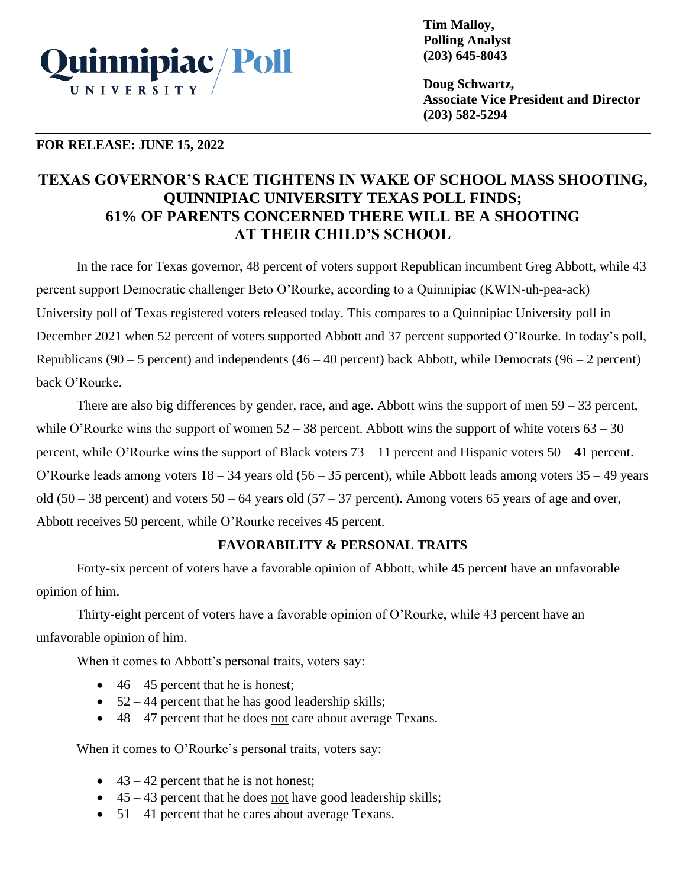Quinnipiac University Poll

**Tim Malloy,**
**Polling Analyst**
**(203) 645-8043**

**Doug Schwartz,**
**Associate Vice President and Director**
**(203) 582-5294**

**FOR RELEASE: JUNE 15, 2022**

# TEXAS GOVERNOR'S RACE TIGHTENS IN WAKE OF SCHOOL MASS SHOOTING, QUINNIPIAC UNIVERSITY TEXAS POLL FINDS; 61% OF PARENTS CONCERNED THERE WILL BE A SHOOTING AT THEIR CHILD'S SCHOOL

In the race for Texas governor, 48 percent of voters support Republican incumbent Greg Abbott, while 43 percent support Democratic challenger Beto O'Rourke, according to a Quinnipiac (KWIN-uh-pea-ack) University poll of Texas registered voters released today. This compares to a Quinnipiac University poll in December 2021 when 52 percent of voters supported Abbott and 37 percent supported O'Rourke. In today's poll, Republicans (90 – 5 percent) and independents (46 – 40 percent) back Abbott, while Democrats (96 – 2 percent) back O'Rourke.

There are also big differences by gender, race, and age. Abbott wins the support of men 59 – 33 percent, while O'Rourke wins the support of women 52 – 38 percent. Abbott wins the support of white voters 63 – 30 percent, while O'Rourke wins the support of Black voters 73 – 11 percent and Hispanic voters 50 – 41 percent. O'Rourke leads among voters 18 – 34 years old (56 – 35 percent), while Abbott leads among voters 35 – 49 years old (50 – 38 percent) and voters 50 – 64 years old (57 – 37 percent). Among voters 65 years of age and over, Abbott receives 50 percent, while O'Rourke receives 45 percent.

## FAVORABILITY & PERSONAL TRAITS

Forty-six percent of voters have a favorable opinion of Abbott, while 45 percent have an unfavorable opinion of him.

Thirty-eight percent of voters have a favorable opinion of O'Rourke, while 43 percent have an unfavorable opinion of him.

When it comes to Abbott's personal traits, voters say:

- 46 – 45 percent that he is honest;
- 52 – 44 percent that he has good leadership skills;
- 48 – 47 percent that he does not care about average Texans.

When it comes to O'Rourke's personal traits, voters say:

- 43 – 42 percent that he is not honest;
- 45 – 43 percent that he does not have good leadership skills;
- 51 – 41 percent that he cares about average Texans.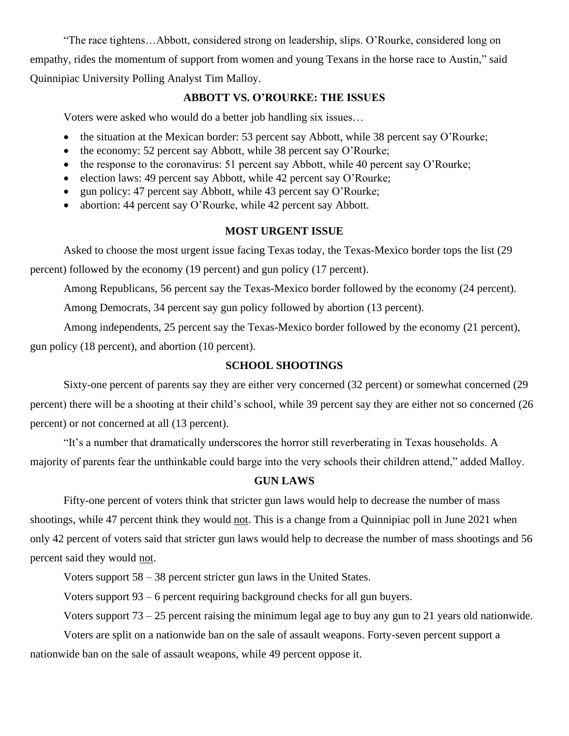"The race tightens…Abbott, considered strong on leadership, slips. O'Rourke, considered long on empathy, rides the momentum of support from women and young Texans in the horse race to Austin," said Quinnipiac University Polling Analyst Tim Malloy.

## ABBOTT VS. O'ROURKE: THE ISSUES

Voters were asked who would do a better job handling six issues…

- the situation at the Mexican border: 53 percent say Abbott, while 38 percent say O'Rourke;
- the economy: 52 percent say Abbott, while 38 percent say O'Rourke;
- the response to the coronavirus: 51 percent say Abbott, while 40 percent say O'Rourke;
- election laws: 49 percent say Abbott, while 42 percent say O'Rourke;
- gun policy: 47 percent say Abbott, while 43 percent say O'Rourke;
- abortion: 44 percent say O'Rourke, while 42 percent say Abbott.

## MOST URGENT ISSUE

Asked to choose the most urgent issue facing Texas today, the Texas-Mexico border tops the list (29 percent) followed by the economy (19 percent) and gun policy (17 percent).

Among Republicans, 56 percent say the Texas-Mexico border followed by the economy (24 percent).

Among Democrats, 34 percent say gun policy followed by abortion (13 percent).

Among independents, 25 percent say the Texas-Mexico border followed by the economy (21 percent), gun policy (18 percent), and abortion (10 percent).

## SCHOOL SHOOTINGS

Sixty-one percent of parents say they are either very concerned (32 percent) or somewhat concerned (29 percent) there will be a shooting at their child's school, while 39 percent say they are either not so concerned (26 percent) or not concerned at all (13 percent).

"It's a number that dramatically underscores the horror still reverberating in Texas households. A majority of parents fear the unthinkable could barge into the very schools their children attend," added Malloy.

## GUN LAWS

Fifty-one percent of voters think that stricter gun laws would help to decrease the number of mass shootings, while 47 percent think they would <u>not</u>. This is a change from a Quinnipiac poll in June 2021 when only 42 percent of voters said that stricter gun laws would help to decrease the number of mass shootings and 56 percent said they would <u>not</u>.

Voters support 58 – 38 percent stricter gun laws in the United States.

Voters support 93 – 6 percent requiring background checks for all gun buyers.

Voters support 73 – 25 percent raising the minimum legal age to buy any gun to 21 years old nationwide.

Voters are split on a nationwide ban on the sale of assault weapons. Forty-seven percent support a nationwide ban on the sale of assault weapons, while 49 percent oppose it.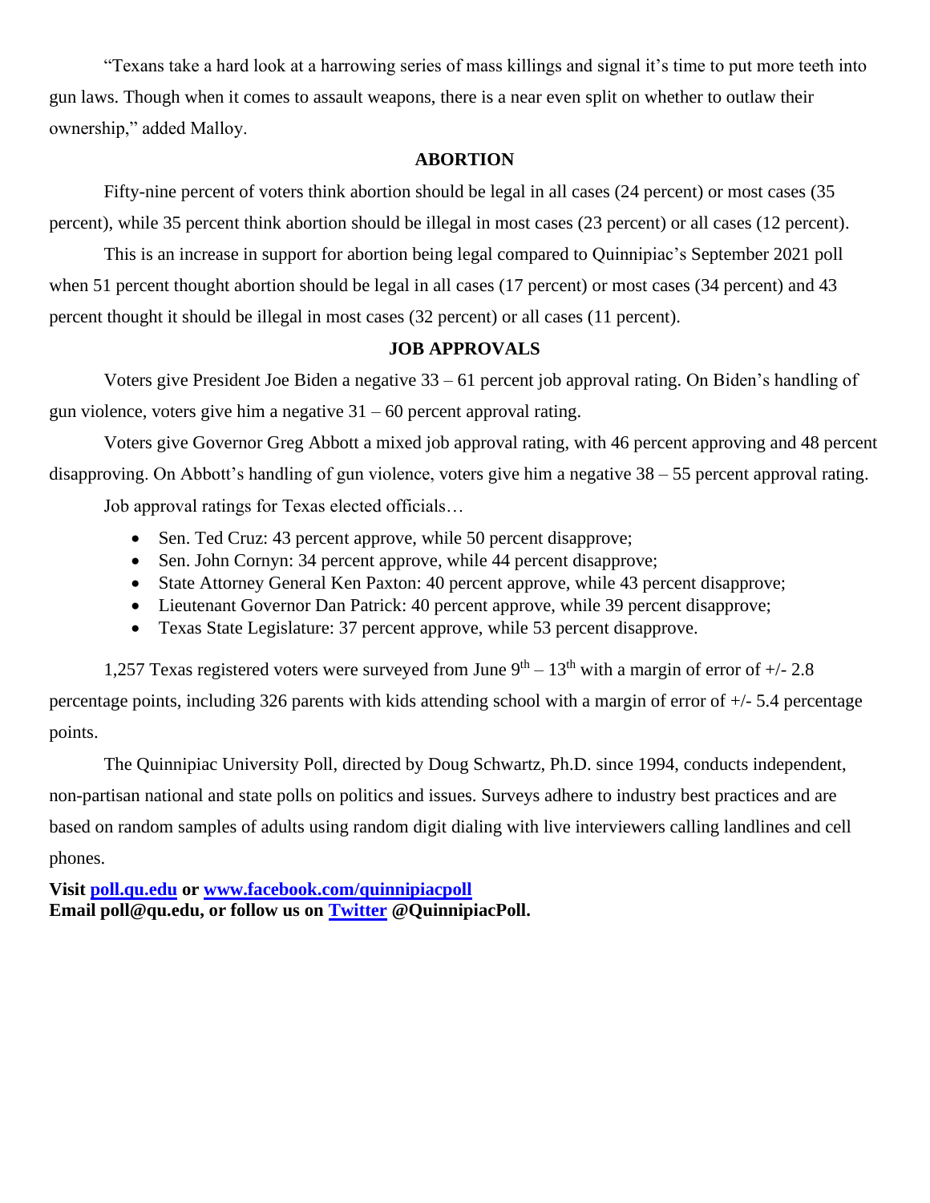"Texans take a hard look at a harrowing series of mass killings and signal it's time to put more teeth into gun laws. Though when it comes to assault weapons, there is a near even split on whether to outlaw their ownership," added Malloy.

## ABORTION

Fifty-nine percent of voters think abortion should be legal in all cases (24 percent) or most cases (35 percent), while 35 percent think abortion should be illegal in most cases (23 percent) or all cases (12 percent).

This is an increase in support for abortion being legal compared to Quinnipiac's September 2021 poll when 51 percent thought abortion should be legal in all cases (17 percent) or most cases (34 percent) and 43 percent thought it should be illegal in most cases (32 percent) or all cases (11 percent).

## JOB APPROVALS

Voters give President Joe Biden a negative 33 – 61 percent job approval rating. On Biden's handling of gun violence, voters give him a negative 31 – 60 percent approval rating.

Voters give Governor Greg Abbott a mixed job approval rating, with 46 percent approving and 48 percent disapproving. On Abbott's handling of gun violence, voters give him a negative 38 – 55 percent approval rating.

Job approval ratings for Texas elected officials…

- Sen. Ted Cruz: 43 percent approve, while 50 percent disapprove;
- Sen. John Cornyn: 34 percent approve, while 44 percent disapprove;
- State Attorney General Ken Paxton: 40 percent approve, while 43 percent disapprove;
- Lieutenant Governor Dan Patrick: 40 percent approve, while 39 percent disapprove;
- Texas State Legislature: 37 percent approve, while 53 percent disapprove.

1,257 Texas registered voters were surveyed from June 9th – 13th with a margin of error of +/- 2.8 percentage points, including 326 parents with kids attending school with a margin of error of +/- 5.4 percentage points.

The Quinnipiac University Poll, directed by Doug Schwartz, Ph.D. since 1994, conducts independent, non-partisan national and state polls on politics and issues. Surveys adhere to industry best practices and are based on random samples of adults using random digit dialing with live interviewers calling landlines and cell phones.

**Visit [poll.qu.edu](http://poll.qu.edu) or [www.facebook.com/quinnipiacpoll](http://www.facebook.com/quinnipiacpoll)**
**Email poll@qu.edu, or follow us on [Twitter](https://twitter.com/QuinnipiacPoll) @QuinnipiacPoll.**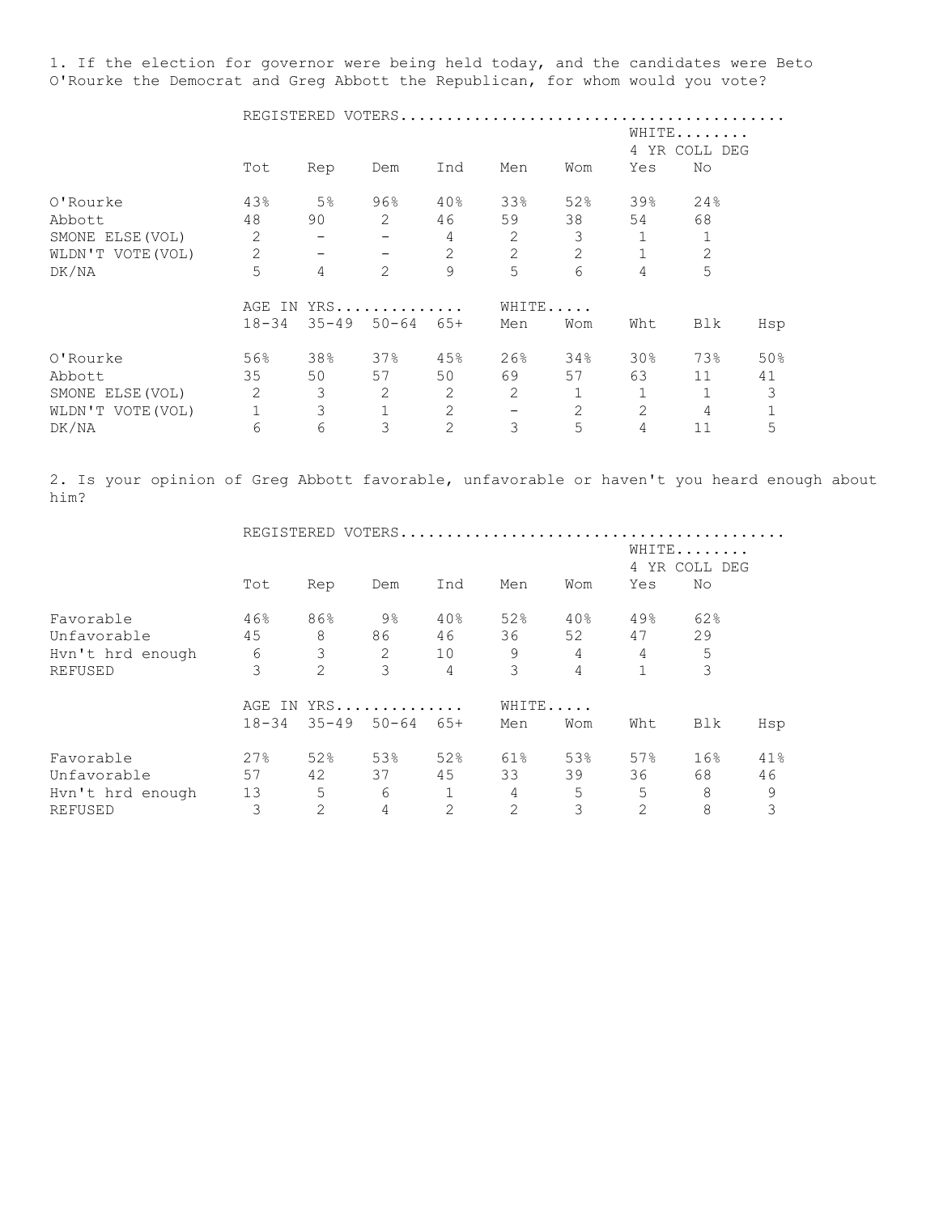1. If the election for governor were being held today, and the candidates were Beto O'Rourke the Democrat and Greg Abbott the Republican, for whom would you vote?

| | REGISTERED VOTERS | | | | | | WHITE 4 YR COLL DEG | |
|---|---|---|---|---|---|---|---|---|
| | Tot | Rep | Dem | Ind | Men | Wom | Yes | No |
| O'Rourke | 43% | 5% | 96% | 40% | 33% | 52% | 39% | 24% |
| Abbott | 48 | 90 | 2 | 46 | 59 | 38 | 54 | 68 |
| SMONE ELSE(VOL) | 2 | - | - | 4 | 2 | 3 | 1 | 1 |
| WLDN'T VOTE(VOL) | 2 | - | - | 2 | 2 | 2 | 1 | 2 |
| DK/NA | 5 | 4 | 2 | 9 | 5 | 6 | 4 | 5 |

| | AGE IN YRS | | | | WHITE | | | | |
|---|---|---|---|---|---|---|---|---|---|
| | 18-34 | 35-49 | 50-64 | 65+ | Men | Wom | Wht | Blk | Hsp |
| O'Rourke | 56% | 38% | 37% | 45% | 26% | 34% | 30% | 73% | 50% |
| Abbott | 35 | 50 | 57 | 50 | 69 | 57 | 63 | 11 | 41 |
| SMONE ELSE(VOL) | 2 | 3 | 2 | 2 | 2 | 1 | 1 | 1 | 3 |
| WLDN'T VOTE(VOL) | 1 | 3 | 1 | 2 | - | 2 | 2 | 4 | 1 |
| DK/NA | 6 | 6 | 3 | 2 | 3 | 5 | 4 | 11 | 5 |

2. Is your opinion of Greg Abbott favorable, unfavorable or haven't you heard enough about him?

| | REGISTERED VOTERS | | | | | | WHITE 4 YR COLL DEG | |
|---|---|---|---|---|---|---|---|---|
| | Tot | Rep | Dem | Ind | Men | Wom | Yes | No |
| Favorable | 46% | 86% | 9% | 40% | 52% | 40% | 49% | 62% |
| Unfavorable | 45 | 8 | 86 | 46 | 36 | 52 | 47 | 29 |
| Hvn't hrd enough | 6 | 3 | 2 | 10 | 9 | 4 | 4 | 5 |
| REFUSED | 3 | 2 | 3 | 4 | 3 | 4 | 1 | 3 |

| | AGE IN YRS | | | | WHITE | | | | |
|---|---|---|---|---|---|---|---|---|---|
| | 18-34 | 35-49 | 50-64 | 65+ | Men | Wom | Wht | Blk | Hsp |
| Favorable | 27% | 52% | 53% | 52% | 61% | 53% | 57% | 16% | 41% |
| Unfavorable | 57 | 42 | 37 | 45 | 33 | 39 | 36 | 68 | 46 |
| Hvn't hrd enough | 13 | 5 | 6 | 1 | 4 | 5 | 5 | 8 | 9 |
| REFUSED | 3 | 2 | 4 | 2 | 2 | 3 | 2 | 8 | 3 |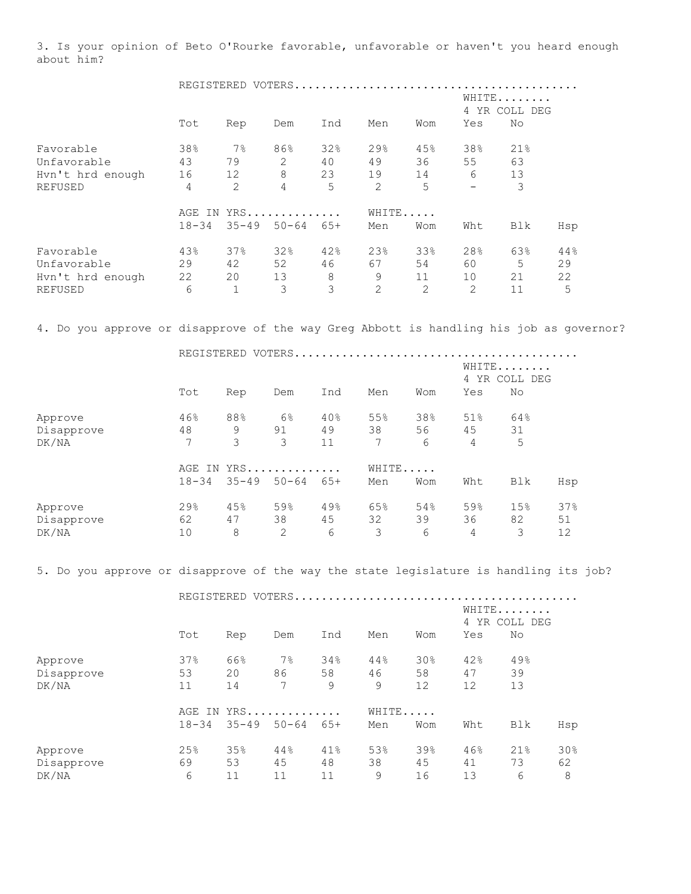3. Is your opinion of Beto O'Rourke favorable, unfavorable or haven't you heard enough about him?

| | REGISTERED VOTERS | | | | | | | |
|---|---|---|---|---|---|---|---|---|
| | | | | | | | WHITE 4 YR COLL DEG | |
| | Tot | Rep | Dem | Ind | Men | Wom | Yes | No |
| Favorable | 38% | 7% | 86% | 32% | 29% | 45% | 38% | 21% |
| Unfavorable | 43 | 79 | 2 | 40 | 49 | 36 | 55 | 63 |
| Hvn't hrd enough | 16 | 12 | 8 | 23 | 19 | 14 | 6 | 13 |
| REFUSED | 4 | 2 | 4 | 5 | 2 | 5 | - | 3 |

| | AGE IN YRS | | | | WHITE | | | | |
|---|---|---|---|---|---|---|---|---|---|
| | 18-34 | 35-49 | 50-64 | 65+ | Men | Wom | Wht | Blk | Hsp |
| Favorable | 43% | 37% | 32% | 42% | 23% | 33% | 28% | 63% | 44% |
| Unfavorable | 29 | 42 | 52 | 46 | 67 | 54 | 60 | 5 | 29 |
| Hvn't hrd enough | 22 | 20 | 13 | 8 | 9 | 11 | 10 | 21 | 22 |
| REFUSED | 6 | 1 | 3 | 3 | 2 | 2 | 2 | 11 | 5 |

4. Do you approve or disapprove of the way Greg Abbott is handling his job as governor?

| | REGISTERED VOTERS | | | | | | | |
|---|---|---|---|---|---|---|---|---|
| | | | | | | | WHITE 4 YR COLL DEG | |
| | Tot | Rep | Dem | Ind | Men | Wom | Yes | No |
| Approve | 46% | 88% | 6% | 40% | 55% | 38% | 51% | 64% |
| Disapprove | 48 | 9 | 91 | 49 | 38 | 56 | 45 | 31 |
| DK/NA | 7 | 3 | 3 | 11 | 7 | 6 | 4 | 5 |

| | AGE IN YRS | | | | WHITE | | | | |
|---|---|---|---|---|---|---|---|---|---|
| | 18-34 | 35-49 | 50-64 | 65+ | Men | Wom | Wht | Blk | Hsp |
| Approve | 29% | 45% | 59% | 49% | 65% | 54% | 59% | 15% | 37% |
| Disapprove | 62 | 47 | 38 | 45 | 32 | 39 | 36 | 82 | 51 |
| DK/NA | 10 | 8 | 2 | 6 | 3 | 6 | 4 | 3 | 12 |

5. Do you approve or disapprove of the way the state legislature is handling its job?

| | REGISTERED VOTERS | | | | | | | |
|---|---|---|---|---|---|---|---|---|
| | | | | | | | WHITE 4 YR COLL DEG | |
| | Tot | Rep | Dem | Ind | Men | Wom | Yes | No |
| Approve | 37% | 66% | 7% | 34% | 44% | 30% | 42% | 49% |
| Disapprove | 53 | 20 | 86 | 58 | 46 | 58 | 47 | 39 |
| DK/NA | 11 | 14 | 7 | 9 | 9 | 12 | 12 | 13 |

| | AGE IN YRS | | | | WHITE | | | | |
|---|---|---|---|---|---|---|---|---|---|
| | 18-34 | 35-49 | 50-64 | 65+ | Men | Wom | Wht | Blk | Hsp |
| Approve | 25% | 35% | 44% | 41% | 53% | 39% | 46% | 21% | 30% |
| Disapprove | 69 | 53 | 45 | 48 | 38 | 45 | 41 | 73 | 62 |
| DK/NA | 6 | 11 | 11 | 11 | 9 | 16 | 13 | 6 | 8 |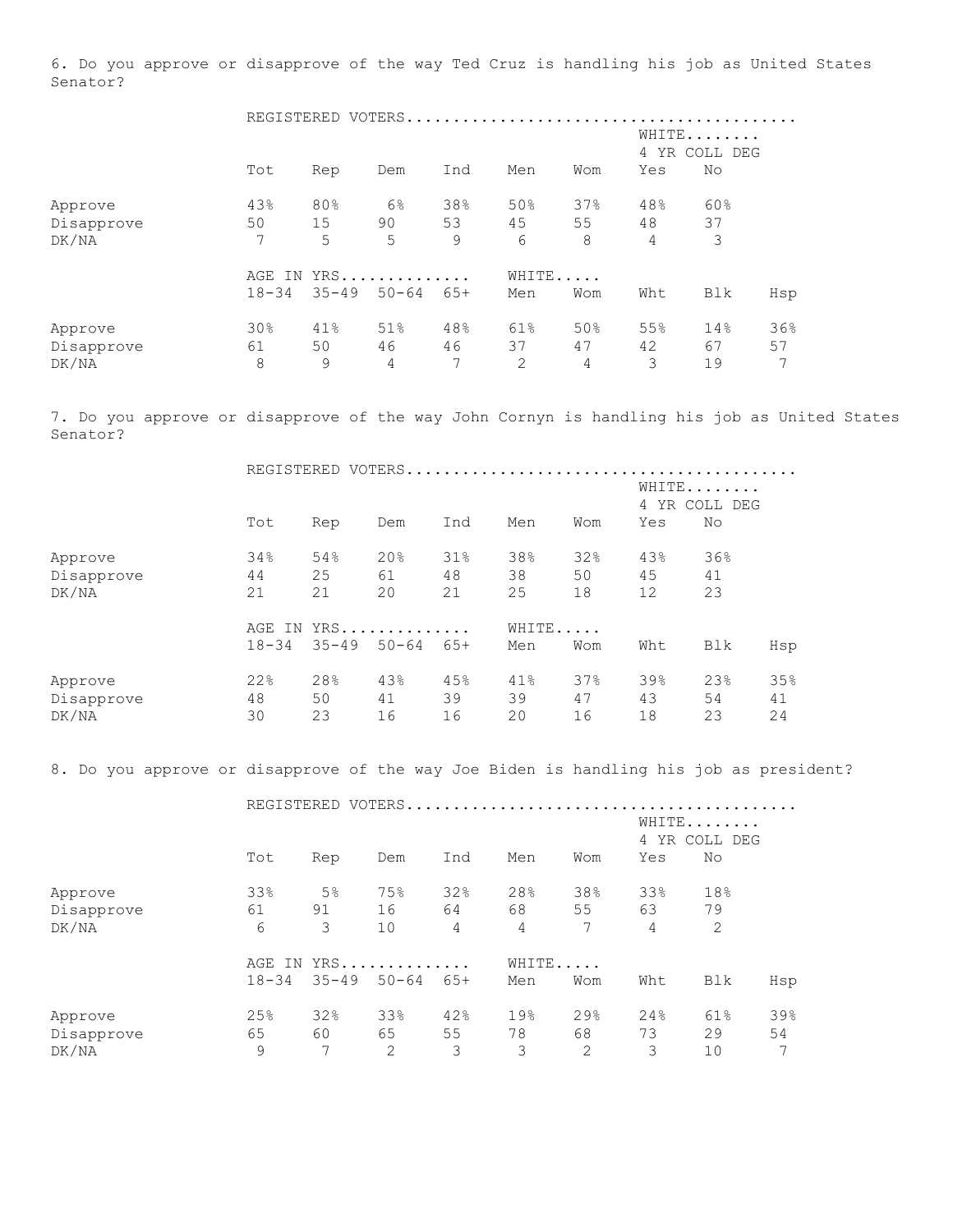6. Do you approve or disapprove of the way Ted Cruz is handling his job as United States Senator?

| | REGISTERED VOTERS | | | | | | WHITE 4 YR COLL DEG | |
|---|---|---|---|---|---|---|---|---|
| | Tot | Rep | Dem | Ind | Men | Wom | Yes | No |
| Approve | 43% | 80% | 6% | 38% | 50% | 37% | 48% | 60% |
| Disapprove | 50 | 15 | 90 | 53 | 45 | 55 | 48 | 37 |
| DK/NA | 7 | 5 | 5 | 9 | 6 | 8 | 4 | 3 |

| | AGE IN YRS | | | | WHITE | | | | |
|---|---|---|---|---|---|---|---|---|---|
| | 18-34 | 35-49 | 50-64 | 65+ | Men | Wom | Wht | Blk | Hsp |
| Approve | 30% | 41% | 51% | 48% | 61% | 50% | 55% | 14% | 36% |
| Disapprove | 61 | 50 | 46 | 46 | 37 | 47 | 42 | 67 | 57 |
| DK/NA | 8 | 9 | 4 | 7 | 2 | 4 | 3 | 19 | 7 |

7. Do you approve or disapprove of the way John Cornyn is handling his job as United States Senator?

| | REGISTERED VOTERS | | | | | | WHITE 4 YR COLL DEG | |
|---|---|---|---|---|---|---|---|---|
| | Tot | Rep | Dem | Ind | Men | Wom | Yes | No |
| Approve | 34% | 54% | 20% | 31% | 38% | 32% | 43% | 36% |
| Disapprove | 44 | 25 | 61 | 48 | 38 | 50 | 45 | 41 |
| DK/NA | 21 | 21 | 20 | 21 | 25 | 18 | 12 | 23 |

| | AGE IN YRS | | | | WHITE | | | | |
|---|---|---|---|---|---|---|---|---|---|
| | 18-34 | 35-49 | 50-64 | 65+ | Men | Wom | Wht | Blk | Hsp |
| Approve | 22% | 28% | 43% | 45% | 41% | 37% | 39% | 23% | 35% |
| Disapprove | 48 | 50 | 41 | 39 | 39 | 47 | 43 | 54 | 41 |
| DK/NA | 30 | 23 | 16 | 16 | 20 | 16 | 18 | 23 | 24 |

8. Do you approve or disapprove of the way Joe Biden is handling his job as president?

| | REGISTERED VOTERS | | | | | | WHITE 4 YR COLL DEG | |
|---|---|---|---|---|---|---|---|---|
| | Tot | Rep | Dem | Ind | Men | Wom | Yes | No |
| Approve | 33% | 5% | 75% | 32% | 28% | 38% | 33% | 18% |
| Disapprove | 61 | 91 | 16 | 64 | 68 | 55 | 63 | 79 |
| DK/NA | 6 | 3 | 10 | 4 | 4 | 7 | 4 | 2 |

| | AGE IN YRS | | | | WHITE | | | | |
|---|---|---|---|---|---|---|---|---|---|
| | 18-34 | 35-49 | 50-64 | 65+ | Men | Wom | Wht | Blk | Hsp |
| Approve | 25% | 32% | 33% | 42% | 19% | 29% | 24% | 61% | 39% |
| Disapprove | 65 | 60 | 65 | 55 | 78 | 68 | 73 | 29 | 54 |
| DK/NA | 9 | 7 | 2 | 3 | 3 | 2 | 3 | 10 | 7 |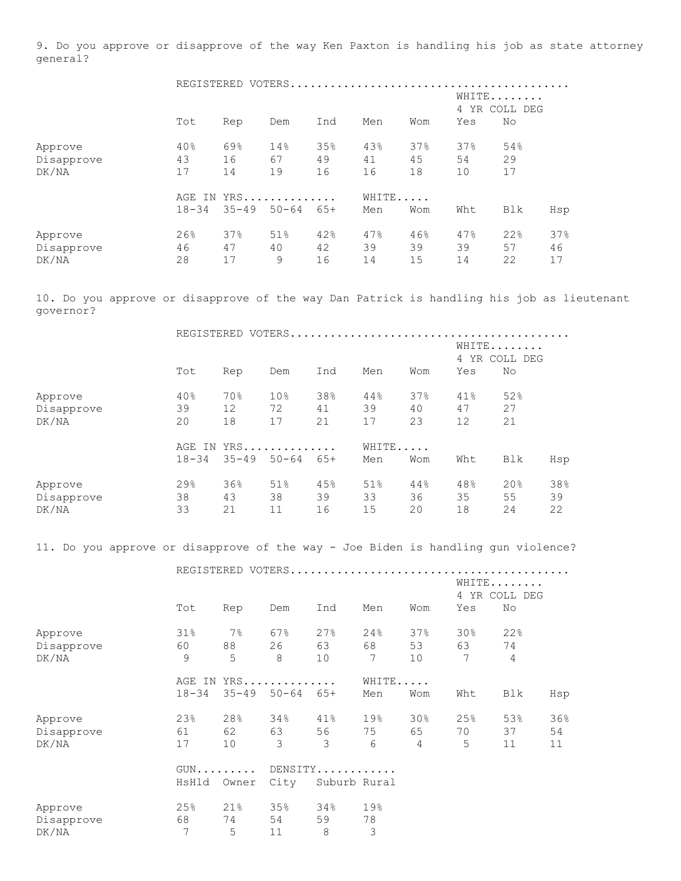9. Do you approve or disapprove of the way Ken Paxton is handling his job as state attorney general?

| | REGISTERED VOTERS | | | | | | | |
|---|---|---|---|---|---|---|---|---|
| | | | | | | | WHITE 4 YR COLL DEG | |
| | Tot | Rep | Dem | Ind | Men | Wom | Yes | No |
| Approve | 40% | 69% | 14% | 35% | 43% | 37% | 37% | 54% |
| Disapprove | 43 | 16 | 67 | 49 | 41 | 45 | 54 | 29 |
| DK/NA | 17 | 14 | 19 | 16 | 16 | 18 | 10 | 17 |

| | AGE IN YRS | | | | WHITE | | | | |
|---|---|---|---|---|---|---|---|---|---|
| | 18-34 | 35-49 | 50-64 | 65+ | Men | Wom | Wht | Blk | Hsp |
| Approve | 26% | 37% | 51% | 42% | 47% | 46% | 47% | 22% | 37% |
| Disapprove | 46 | 47 | 40 | 42 | 39 | 39 | 39 | 57 | 46 |
| DK/NA | 28 | 17 | 9 | 16 | 14 | 15 | 14 | 22 | 17 |

10. Do you approve or disapprove of the way Dan Patrick is handling his job as lieutenant governor?

| | REGISTERED VOTERS | | | | | | | |
|---|---|---|---|---|---|---|---|---|
| | | | | | | | WHITE 4 YR COLL DEG | |
| | Tot | Rep | Dem | Ind | Men | Wom | Yes | No |
| Approve | 40% | 70% | 10% | 38% | 44% | 37% | 41% | 52% |
| Disapprove | 39 | 12 | 72 | 41 | 39 | 40 | 47 | 27 |
| DK/NA | 20 | 18 | 17 | 21 | 17 | 23 | 12 | 21 |

| | AGE IN YRS | | | | WHITE | | | | |
|---|---|---|---|---|---|---|---|---|---|
| | 18-34 | 35-49 | 50-64 | 65+ | Men | Wom | Wht | Blk | Hsp |
| Approve | 29% | 36% | 51% | 45% | 51% | 44% | 48% | 20% | 38% |
| Disapprove | 38 | 43 | 38 | 39 | 33 | 36 | 35 | 55 | 39 |
| DK/NA | 33 | 21 | 11 | 16 | 15 | 20 | 18 | 24 | 22 |

11. Do you approve or disapprove of the way - Joe Biden is handling gun violence?

| | REGISTERED VOTERS | | | | | | | |
|---|---|---|---|---|---|---|---|---|
| | | | | | | | WHITE 4 YR COLL DEG | |
| | Tot | Rep | Dem | Ind | Men | Wom | Yes | No |
| Approve | 31% | 7% | 67% | 27% | 24% | 37% | 30% | 22% |
| Disapprove | 60 | 88 | 26 | 63 | 68 | 53 | 63 | 74 |
| DK/NA | 9 | 5 | 8 | 10 | 7 | 10 | 7 | 4 |

| | AGE IN YRS | | | | WHITE | | | | |
|---|---|---|---|---|---|---|---|---|---|
| | 18-34 | 35-49 | 50-64 | 65+ | Men | Wom | Wht | Blk | Hsp |
| Approve | 23% | 28% | 34% | 41% | 19% | 30% | 25% | 53% | 36% |
| Disapprove | 61 | 62 | 63 | 56 | 75 | 65 | 70 | 37 | 54 |
| DK/NA | 17 | 10 | 3 | 3 | 6 | 4 | 5 | 11 | 11 |

| | GUN | | DENSITY | | |
|---|---|---|---|---|---|
| | HsHld | Owner | City | Suburb | Rural |
| Approve | 25% | 21% | 35% | 34% | 19% |
| Disapprove | 68 | 74 | 54 | 59 | 78 |
| DK/NA | 7 | 5 | 11 | 8 | 3 |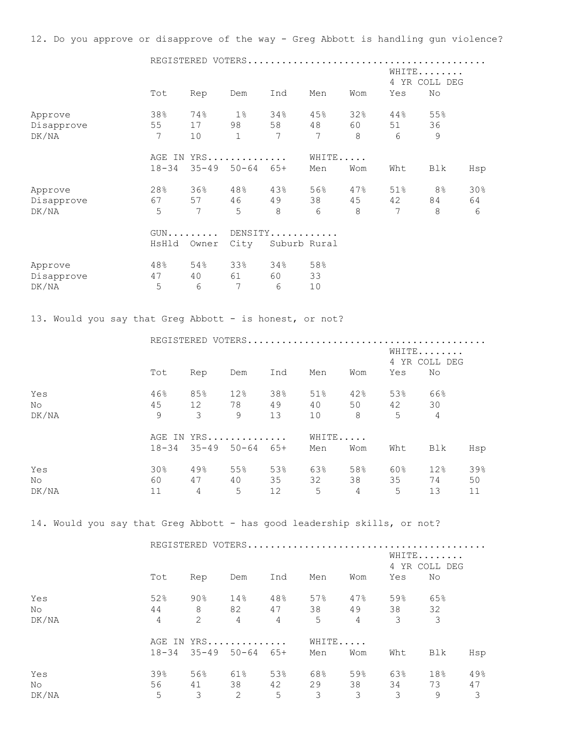12. Do you approve or disapprove of the way - Greg Abbott is handling gun violence?

| | REGISTERED VOTERS | | | | | | | |
|---|---|---|---|---|---|---|---|---|
| | | | | | | | WHITE 4 YR COLL DEG | |
| | Tot | Rep | Dem | Ind | Men | Wom | Yes | No |
| Approve | 38% | 74% | 1% | 34% | 45% | 32% | 44% | 55% |
| Disapprove | 55 | 17 | 98 | 58 | 48 | 60 | 51 | 36 |
| DK/NA | 7 | 10 | 1 | 7 | 7 | 8 | 6 | 9 |

| | AGE IN YRS | | | | WHITE | | | | |
|---|---|---|---|---|---|---|---|---|---|
| | 18-34 | 35-49 | 50-64 | 65+ | Men | Wom | Wht | Blk | Hsp |
| Approve | 28% | 36% | 48% | 43% | 56% | 47% | 51% | 8% | 30% |
| Disapprove | 67 | 57 | 46 | 49 | 38 | 45 | 42 | 84 | 64 |
| DK/NA | 5 | 7 | 5 | 8 | 6 | 8 | 7 | 8 | 6 |

| | GUN | | DENSITY | | |
|---|---|---|---|---|---|
| | HsHld | Owner | City | Suburb | Rural |
| Approve | 48% | 54% | 33% | 34% | 58% |
| Disapprove | 47 | 40 | 61 | 60 | 33 |
| DK/NA | 5 | 6 | 7 | 6 | 10 |

13. Would you say that Greg Abbott - is honest, or not?

| | REGISTERED VOTERS | | | | | | | |
|---|---|---|---|---|---|---|---|---|
| | | | | | | | WHITE 4 YR COLL DEG | |
| | Tot | Rep | Dem | Ind | Men | Wom | Yes | No |
| Yes | 46% | 85% | 12% | 38% | 51% | 42% | 53% | 66% |
| No | 45 | 12 | 78 | 49 | 40 | 50 | 42 | 30 |
| DK/NA | 9 | 3 | 9 | 13 | 10 | 8 | 5 | 4 |

| | AGE IN YRS | | | | WHITE | | | | |
|---|---|---|---|---|---|---|---|---|---|
| | 18-34 | 35-49 | 50-64 | 65+ | Men | Wom | Wht | Blk | Hsp |
| Yes | 30% | 49% | 55% | 53% | 63% | 58% | 60% | 12% | 39% |
| No | 60 | 47 | 40 | 35 | 32 | 38 | 35 | 74 | 50 |
| DK/NA | 11 | 4 | 5 | 12 | 5 | 4 | 5 | 13 | 11 |

14. Would you say that Greg Abbott - has good leadership skills, or not?

| | REGISTERED VOTERS | | | | | | | |
|---|---|---|---|---|---|---|---|---|
| | | | | | | | WHITE 4 YR COLL DEG | |
| | Tot | Rep | Dem | Ind | Men | Wom | Yes | No |
| Yes | 52% | 90% | 14% | 48% | 57% | 47% | 59% | 65% |
| No | 44 | 8 | 82 | 47 | 38 | 49 | 38 | 32 |
| DK/NA | 4 | 2 | 4 | 4 | 5 | 4 | 3 | 3 |

| | AGE IN YRS | | | | WHITE | | | | |
|---|---|---|---|---|---|---|---|---|---|
| | 18-34 | 35-49 | 50-64 | 65+ | Men | Wom | Wht | Blk | Hsp |
| Yes | 39% | 56% | 61% | 53% | 68% | 59% | 63% | 18% | 49% |
| No | 56 | 41 | 38 | 42 | 29 | 38 | 34 | 73 | 47 |
| DK/NA | 5 | 3 | 2 | 5 | 3 | 3 | 3 | 9 | 3 |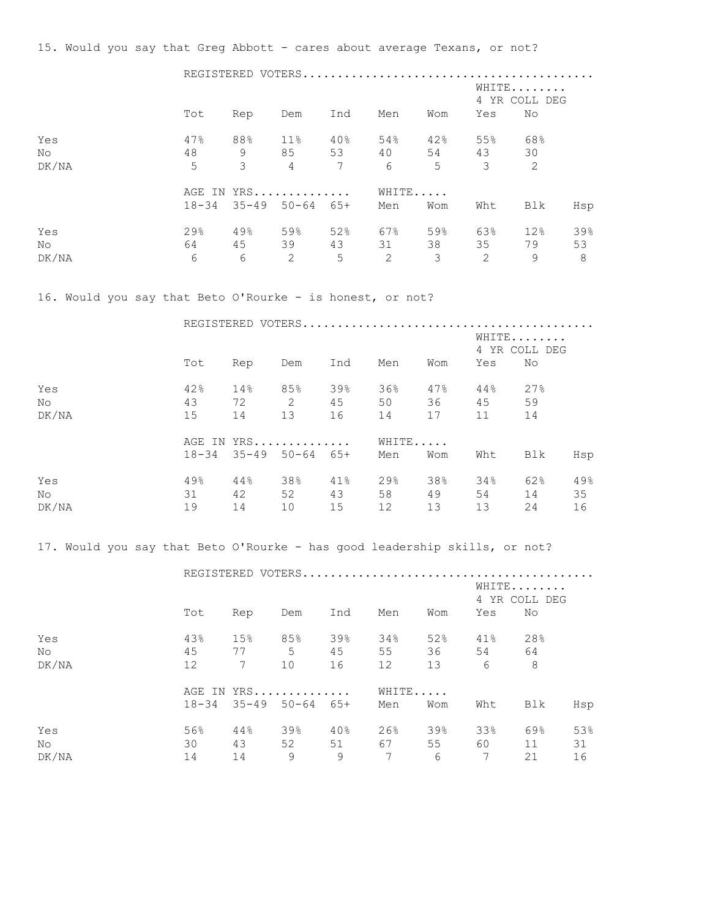15. Would you say that Greg Abbott - cares about average Texans, or not?

| | REGISTERED VOTERS | | | | | | | |
|---|---|---|---|---|---|---|---|---|
| | | | | | | | WHITE 4 YR COLL DEG | |
| | Tot | Rep | Dem | Ind | Men | Wom | Yes | No |
| Yes | 47% | 88% | 11% | 40% | 54% | 42% | 55% | 68% |
| No | 48 | 9 | 85 | 53 | 40 | 54 | 43 | 30 |
| DK/NA | 5 | 3 | 4 | 7 | 6 | 5 | 3 | 2 |

| | AGE IN YRS | | | | WHITE | | | | |
|---|---|---|---|---|---|---|---|---|---|
| | 18-34 | 35-49 | 50-64 | 65+ | Men | Wom | Wht | Blk | Hsp |
| Yes | 29% | 49% | 59% | 52% | 67% | 59% | 63% | 12% | 39% |
| No | 64 | 45 | 39 | 43 | 31 | 38 | 35 | 79 | 53 |
| DK/NA | 6 | 6 | 2 | 5 | 2 | 3 | 2 | 9 | 8 |

16. Would you say that Beto O'Rourke - is honest, or not?

| | REGISTERED VOTERS | | | | | | | |
|---|---|---|---|---|---|---|---|---|
| | | | | | | | WHITE 4 YR COLL DEG | |
| | Tot | Rep | Dem | Ind | Men | Wom | Yes | No |
| Yes | 42% | 14% | 85% | 39% | 36% | 47% | 44% | 27% |
| No | 43 | 72 | 2 | 45 | 50 | 36 | 45 | 59 |
| DK/NA | 15 | 14 | 13 | 16 | 14 | 17 | 11 | 14 |

| | AGE IN YRS | | | | WHITE | | | | |
|---|---|---|---|---|---|---|---|---|---|
| | 18-34 | 35-49 | 50-64 | 65+ | Men | Wom | Wht | Blk | Hsp |
| Yes | 49% | 44% | 38% | 41% | 29% | 38% | 34% | 62% | 49% |
| No | 31 | 42 | 52 | 43 | 58 | 49 | 54 | 14 | 35 |
| DK/NA | 19 | 14 | 10 | 15 | 12 | 13 | 13 | 24 | 16 |

17. Would you say that Beto O'Rourke - has good leadership skills, or not?

| | REGISTERED VOTERS | | | | | | | |
|---|---|---|---|---|---|---|---|---|
| | | | | | | | WHITE 4 YR COLL DEG | |
| | Tot | Rep | Dem | Ind | Men | Wom | Yes | No |
| Yes | 43% | 15% | 85% | 39% | 34% | 52% | 41% | 28% |
| No | 45 | 77 | 5 | 45 | 55 | 36 | 54 | 64 |
| DK/NA | 12 | 7 | 10 | 16 | 12 | 13 | 6 | 8 |

| | AGE IN YRS | | | | WHITE | | | | |
|---|---|---|---|---|---|---|---|---|---|
| | 18-34 | 35-49 | 50-64 | 65+ | Men | Wom | Wht | Blk | Hsp |
| Yes | 56% | 44% | 39% | 40% | 26% | 39% | 33% | 69% | 53% |
| No | 30 | 43 | 52 | 51 | 67 | 55 | 60 | 11 | 31 |
| DK/NA | 14 | 14 | 9 | 9 | 7 | 6 | 7 | 21 | 16 |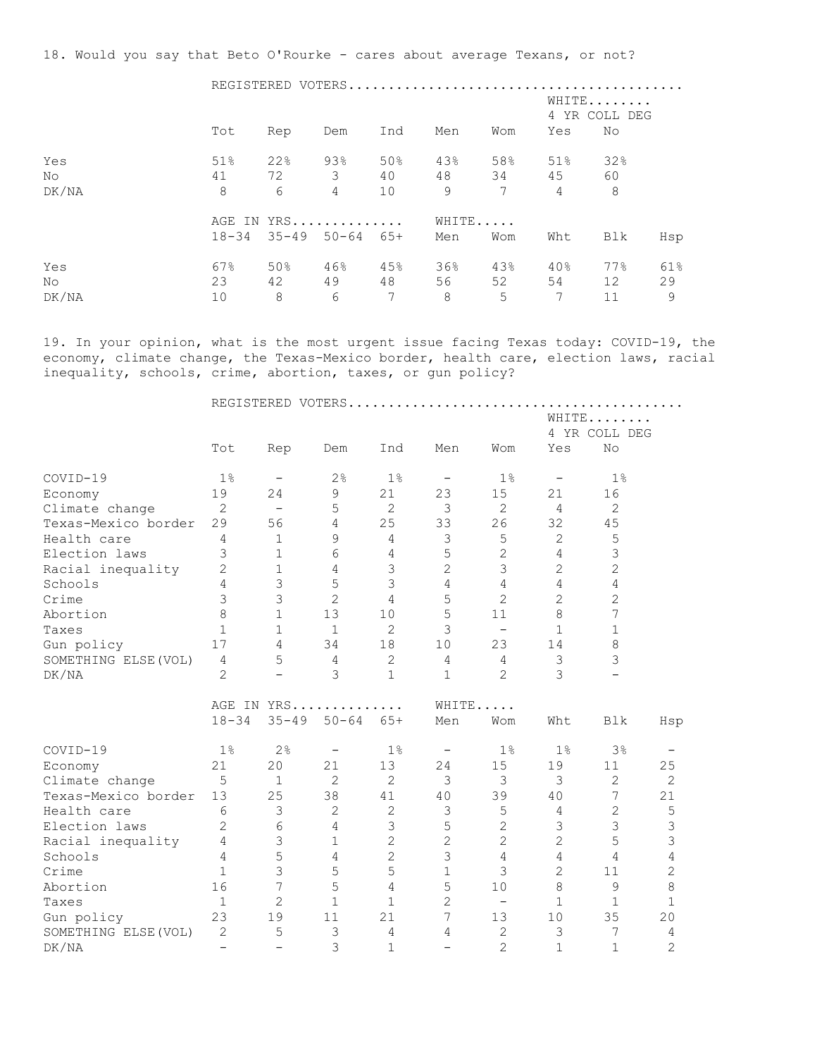18. Would you say that Beto O'Rourke - cares about average Texans, or not?

| | REGISTERED VOTERS | | | | | | | |
|---|---|---|---|---|---|---|---|---|
| | | | | | | | WHITE 4 YR COLL DEG | |
| | Tot | Rep | Dem | Ind | Men | Wom | Yes | No |
| Yes | 51% | 22% | 93% | 50% | 43% | 58% | 51% | 32% |
| No | 41 | 72 | 3 | 40 | 48 | 34 | 45 | 60 |
| DK/NA | 8 | 6 | 4 | 10 | 9 | 7 | 4 | 8 |

| | AGE IN YRS | | | | WHITE | | | | |
|---|---|---|---|---|---|---|---|---|---|
| | 18-34 | 35-49 | 50-64 | 65+ | Men | Wom | Wht | Blk | Hsp |
| Yes | 67% | 50% | 46% | 45% | 36% | 43% | 40% | 77% | 61% |
| No | 23 | 42 | 49 | 48 | 56 | 52 | 54 | 12 | 29 |
| DK/NA | 10 | 8 | 6 | 7 | 8 | 5 | 7 | 11 | 9 |

19. In your opinion, what is the most urgent issue facing Texas today: COVID-19, the economy, climate change, the Texas-Mexico border, health care, election laws, racial inequality, schools, crime, abortion, taxes, or gun policy?

| | REGISTERED VOTERS | | | | | | | |
|---|---|---|---|---|---|---|---|---|
| | | | | | | | WHITE 4 YR COLL DEG | |
| | Tot | Rep | Dem | Ind | Men | Wom | Yes | No |
| COVID-19 | 1% | - | 2% | 1% | - | 1% | - | 1% |
| Economy | 19 | 24 | 9 | 21 | 23 | 15 | 21 | 16 |
| Climate change | 2 | - | 5 | 2 | 3 | 2 | 4 | 2 |
| Texas-Mexico border | 29 | 56 | 4 | 25 | 33 | 26 | 32 | 45 |
| Health care | 4 | 1 | 9 | 4 | 3 | 5 | 2 | 5 |
| Election laws | 3 | 1 | 6 | 4 | 5 | 2 | 4 | 3 |
| Racial inequality | 2 | 1 | 4 | 3 | 2 | 3 | 2 | 2 |
| Schools | 4 | 3 | 5 | 3 | 4 | 4 | 4 | 4 |
| Crime | 3 | 3 | 2 | 4 | 5 | 2 | 2 | 2 |
| Abortion | 8 | 1 | 13 | 10 | 5 | 11 | 8 | 7 |
| Taxes | 1 | 1 | 1 | 2 | 3 | - | 1 | 1 |
| Gun policy | 17 | 4 | 34 | 18 | 10 | 23 | 14 | 8 |
| SOMETHING ELSE(VOL) | 4 | 5 | 4 | 2 | 4 | 4 | 3 | 3 |
| DK/NA | 2 | - | 3 | 1 | 1 | 2 | 3 | - |

| | AGE IN YRS | | | | WHITE | | | | |
|---|---|---|---|---|---|---|---|---|---|
| | 18-34 | 35-49 | 50-64 | 65+ | Men | Wom | Wht | Blk | Hsp |
| COVID-19 | 1% | 2% | - | 1% | - | 1% | 1% | 3% | - |
| Economy | 21 | 20 | 21 | 13 | 24 | 15 | 19 | 11 | 25 |
| Climate change | 5 | 1 | 2 | 2 | 3 | 3 | 3 | 2 | 2 |
| Texas-Mexico border | 13 | 25 | 38 | 41 | 40 | 39 | 40 | 7 | 21 |
| Health care | 6 | 3 | 2 | 2 | 3 | 5 | 4 | 2 | 5 |
| Election laws | 2 | 6 | 4 | 3 | 5 | 2 | 3 | 3 | 3 |
| Racial inequality | 4 | 3 | 1 | 2 | 2 | 2 | 2 | 5 | 3 |
| Schools | 4 | 5 | 4 | 2 | 3 | 4 | 4 | 4 | 4 |
| Crime | 1 | 3 | 5 | 5 | 1 | 3 | 2 | 11 | 2 |
| Abortion | 16 | 7 | 5 | 4 | 5 | 10 | 8 | 9 | 8 |
| Taxes | 1 | 2 | 1 | 1 | 2 | - | 1 | 1 | 1 |
| Gun policy | 23 | 19 | 11 | 21 | 7 | 13 | 10 | 35 | 20 |
| SOMETHING ELSE(VOL) | 2 | 5 | 3 | 4 | 4 | 2 | 3 | 7 | 4 |
| DK/NA | - | - | 3 | 1 | - | 2 | 1 | 1 | 2 |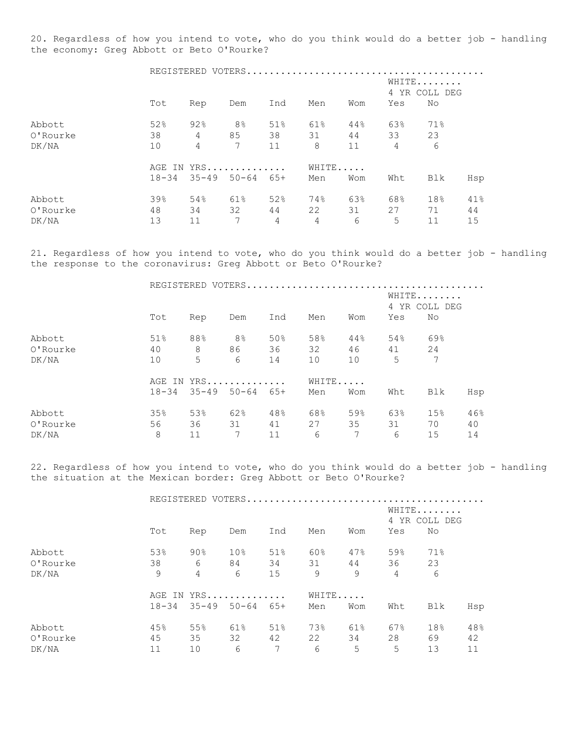20. Regardless of how you intend to vote, who do you think would do a better job - handling the economy: Greg Abbott or Beto O'Rourke?

| | REGISTERED VOTERS | | | | | | | |
|---|---|---|---|---|---|---|---|---|
| | | | | | | | WHITE 4 YR COLL DEG | |
| | Tot | Rep | Dem | Ind | Men | Wom | Yes | No |
| Abbott | 52% | 92% | 8% | 51% | 61% | 44% | 63% | 71% |
| O'Rourke | 38 | 4 | 85 | 38 | 31 | 44 | 33 | 23 |
| DK/NA | 10 | 4 | 7 | 11 | 8 | 11 | 4 | 6 |

| | AGE IN YRS | | | | WHITE | | | | |
|---|---|---|---|---|---|---|---|---|---|
| | 18-34 | 35-49 | 50-64 | 65+ | Men | Wom | Wht | Blk | Hsp |
| Abbott | 39% | 54% | 61% | 52% | 74% | 63% | 68% | 18% | 41% |
| O'Rourke | 48 | 34 | 32 | 44 | 22 | 31 | 27 | 71 | 44 |
| DK/NA | 13 | 11 | 7 | 4 | 4 | 6 | 5 | 11 | 15 |

21. Regardless of how you intend to vote, who do you think would do a better job - handling the response to the coronavirus: Greg Abbott or Beto O'Rourke?

| | REGISTERED VOTERS | | | | | | | |
|---|---|---|---|---|---|---|---|---|
| | | | | | | | WHITE 4 YR COLL DEG | |
| | Tot | Rep | Dem | Ind | Men | Wom | Yes | No |
| Abbott | 51% | 88% | 8% | 50% | 58% | 44% | 54% | 69% |
| O'Rourke | 40 | 8 | 86 | 36 | 32 | 46 | 41 | 24 |
| DK/NA | 10 | 5 | 6 | 14 | 10 | 10 | 5 | 7 |

| | AGE IN YRS | | | | WHITE | | | | |
|---|---|---|---|---|---|---|---|---|---|
| | 18-34 | 35-49 | 50-64 | 65+ | Men | Wom | Wht | Blk | Hsp |
| Abbott | 35% | 53% | 62% | 48% | 68% | 59% | 63% | 15% | 46% |
| O'Rourke | 56 | 36 | 31 | 41 | 27 | 35 | 31 | 70 | 40 |
| DK/NA | 8 | 11 | 7 | 11 | 6 | 7 | 6 | 15 | 14 |

22. Regardless of how you intend to vote, who do you think would do a better job - handling the situation at the Mexican border: Greg Abbott or Beto O'Rourke?

| | REGISTERED VOTERS | | | | | | | |
|---|---|---|---|---|---|---|---|---|
| | | | | | | | WHITE 4 YR COLL DEG | |
| | Tot | Rep | Dem | Ind | Men | Wom | Yes | No |
| Abbott | 53% | 90% | 10% | 51% | 60% | 47% | 59% | 71% |
| O'Rourke | 38 | 6 | 84 | 34 | 31 | 44 | 36 | 23 |
| DK/NA | 9 | 4 | 6 | 15 | 9 | 9 | 4 | 6 |

| | AGE IN YRS | | | | WHITE | | | | |
|---|---|---|---|---|---|---|---|---|---|
| | 18-34 | 35-49 | 50-64 | 65+ | Men | Wom | Wht | Blk | Hsp |
| Abbott | 45% | 55% | 61% | 51% | 73% | 61% | 67% | 18% | 48% |
| O'Rourke | 45 | 35 | 32 | 42 | 22 | 34 | 28 | 69 | 42 |
| DK/NA | 11 | 10 | 6 | 7 | 6 | 5 | 5 | 13 | 11 |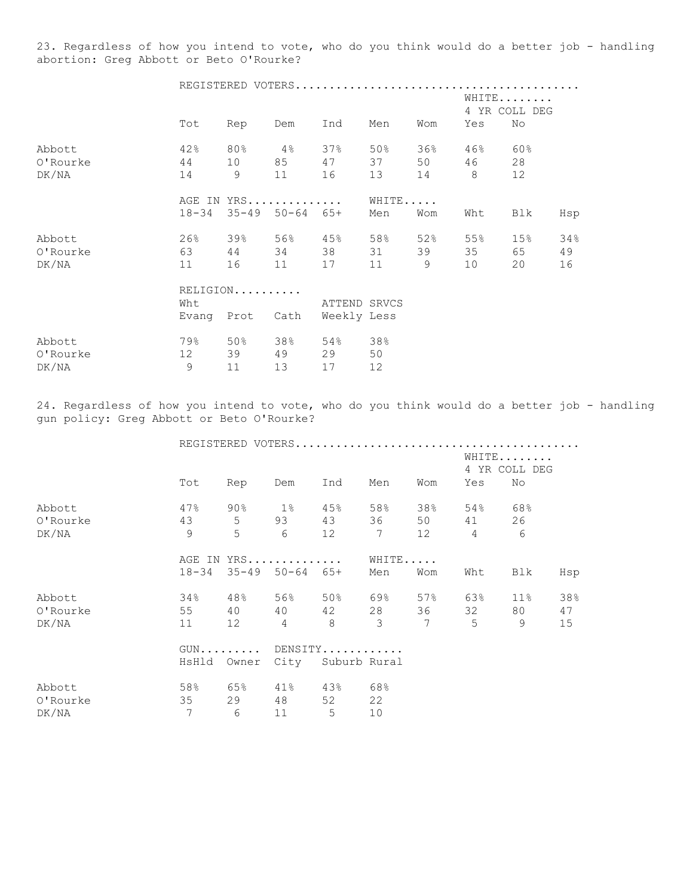23. Regardless of how you intend to vote, who do you think would do a better job - handling abortion: Greg Abbott or Beto O'Rourke?

| | REGISTERED VOTERS | | | | | | | |
|---|---|---|---|---|---|---|---|---|
| | | | | | | | WHITE 4 YR COLL DEG | |
| | Tot | Rep | Dem | Ind | Men | Wom | Yes | No |
| Abbott | 42% | 80% | 4% | 37% | 50% | 36% | 46% | 60% |
| O'Rourke | 44 | 10 | 85 | 47 | 37 | 50 | 46 | 28 |
| DK/NA | 14 | 9 | 11 | 16 | 13 | 14 | 8 | 12 |

| | AGE IN YRS | | | | WHITE | | | | |
|---|---|---|---|---|---|---|---|---|---|
| | 18-34 | 35-49 | 50-64 | 65+ | Men | Wom | Wht | Blk | Hsp |
| Abbott | 26% | 39% | 56% | 45% | 58% | 52% | 55% | 15% | 34% |
| O'Rourke | 63 | 44 | 34 | 38 | 31 | 39 | 35 | 65 | 49 |
| DK/NA | 11 | 16 | 11 | 17 | 11 | 9 | 10 | 20 | 16 |

| | RELIGION | | | ATTEND SRVCS | |
|---|---|---|---|---|---|
| | Wht Evang | Prot | Cath | Weekly | Less |
| Abbott | 79% | 50% | 38% | 54% | 38% |
| O'Rourke | 12 | 39 | 49 | 29 | 50 |
| DK/NA | 9 | 11 | 13 | 17 | 12 |

24. Regardless of how you intend to vote, who do you think would do a better job - handling gun policy: Greg Abbott or Beto O'Rourke?

| | REGISTERED VOTERS | | | | | | | |
|---|---|---|---|---|---|---|---|---|
| | | | | | | | WHITE 4 YR COLL DEG | |
| | Tot | Rep | Dem | Ind | Men | Wom | Yes | No |
| Abbott | 47% | 90% | 1% | 45% | 58% | 38% | 54% | 68% |
| O'Rourke | 43 | 5 | 93 | 43 | 36 | 50 | 41 | 26 |
| DK/NA | 9 | 5 | 6 | 12 | 7 | 12 | 4 | 6 |

| | AGE IN YRS | | | | WHITE | | | | |
|---|---|---|---|---|---|---|---|---|---|
| | 18-34 | 35-49 | 50-64 | 65+ | Men | Wom | Wht | Blk | Hsp |
| Abbott | 34% | 48% | 56% | 50% | 69% | 57% | 63% | 11% | 38% |
| O'Rourke | 55 | 40 | 40 | 42 | 28 | 36 | 32 | 80 | 47 |
| DK/NA | 11 | 12 | 4 | 8 | 3 | 7 | 5 | 9 | 15 |

| | GUN | | DENSITY | | |
|---|---|---|---|---|---|
| | HsHld | Owner | City | Suburb | Rural |
| Abbott | 58% | 65% | 41% | 43% | 68% |
| O'Rourke | 35 | 29 | 48 | 52 | 22 |
| DK/NA | 7 | 6 | 11 | 5 | 10 |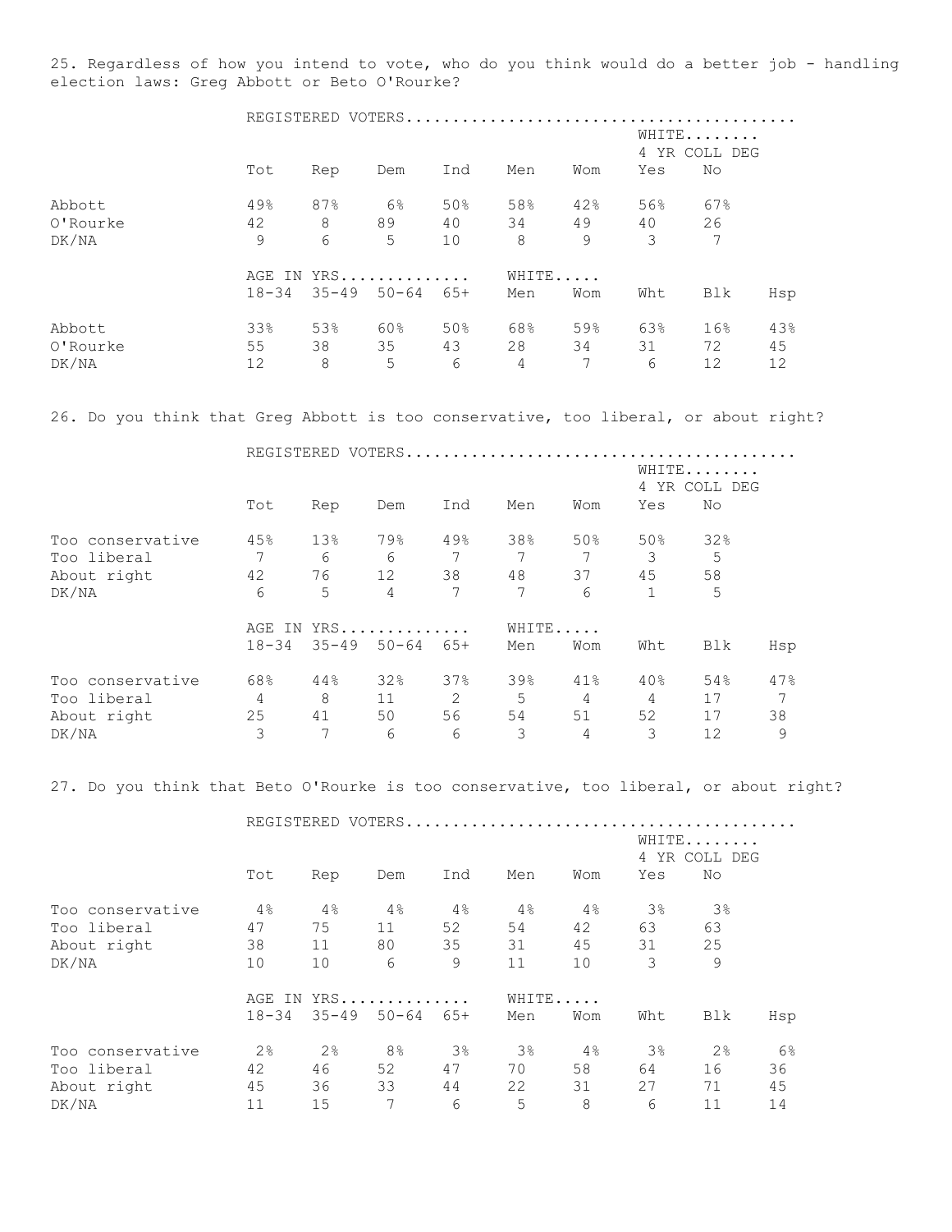25. Regardless of how you intend to vote, who do you think would do a better job - handling election laws: Greg Abbott or Beto O'Rourke?

| | REGISTERED VOTERS | | | | | | | |
|---|---|---|---|---|---|---|---|---|
| | | | | | | | WHITE 4 YR COLL DEG | |
| | Tot | Rep | Dem | Ind | Men | Wom | Yes | No |
| Abbott | 49% | 87% | 6% | 50% | 58% | 42% | 56% | 67% |
| O'Rourke | 42 | 8 | 89 | 40 | 34 | 49 | 40 | 26 |
| DK/NA | 9 | 6 | 5 | 10 | 8 | 9 | 3 | 7 |

| | AGE IN YRS | | | | WHITE | | | | |
|---|---|---|---|---|---|---|---|---|---|
| | 18-34 | 35-49 | 50-64 | 65+ | Men | Wom | Wht | Blk | Hsp |
| Abbott | 33% | 53% | 60% | 50% | 68% | 59% | 63% | 16% | 43% |
| O'Rourke | 55 | 38 | 35 | 43 | 28 | 34 | 31 | 72 | 45 |
| DK/NA | 12 | 8 | 5 | 6 | 4 | 7 | 6 | 12 | 12 |

26. Do you think that Greg Abbott is too conservative, too liberal, or about right?

| | REGISTERED VOTERS | | | | | | | |
|---|---|---|---|---|---|---|---|---|
| | | | | | | | WHITE 4 YR COLL DEG | |
| | Tot | Rep | Dem | Ind | Men | Wom | Yes | No |
| Too conservative | 45% | 13% | 79% | 49% | 38% | 50% | 50% | 32% |
| Too liberal | 7 | 6 | 6 | 7 | 7 | 7 | 3 | 5 |
| About right | 42 | 76 | 12 | 38 | 48 | 37 | 45 | 58 |
| DK/NA | 6 | 5 | 4 | 7 | 7 | 6 | 1 | 5 |

| | AGE IN YRS | | | | WHITE | | | | |
|---|---|---|---|---|---|---|---|---|---|
| | 18-34 | 35-49 | 50-64 | 65+ | Men | Wom | Wht | Blk | Hsp |
| Too conservative | 68% | 44% | 32% | 37% | 39% | 41% | 40% | 54% | 47% |
| Too liberal | 4 | 8 | 11 | 2 | 5 | 4 | 4 | 17 | 7 |
| About right | 25 | 41 | 50 | 56 | 54 | 51 | 52 | 17 | 38 |
| DK/NA | 3 | 7 | 6 | 6 | 3 | 4 | 3 | 12 | 9 |

27. Do you think that Beto O'Rourke is too conservative, too liberal, or about right?

| | REGISTERED VOTERS | | | | | | | |
|---|---|---|---|---|---|---|---|---|
| | | | | | | | WHITE 4 YR COLL DEG | |
| | Tot | Rep | Dem | Ind | Men | Wom | Yes | No |
| Too conservative | 4% | 4% | 4% | 4% | 4% | 4% | 3% | 3% |
| Too liberal | 47 | 75 | 11 | 52 | 54 | 42 | 63 | 63 |
| About right | 38 | 11 | 80 | 35 | 31 | 45 | 31 | 25 |
| DK/NA | 10 | 10 | 6 | 9 | 11 | 10 | 3 | 9 |

| | AGE IN YRS | | | | WHITE | | | | |
|---|---|---|---|---|---|---|---|---|---|
| | 18-34 | 35-49 | 50-64 | 65+ | Men | Wom | Wht | Blk | Hsp |
| Too conservative | 2% | 2% | 8% | 3% | 3% | 4% | 3% | 2% | 6% |
| Too liberal | 42 | 46 | 52 | 47 | 70 | 58 | 64 | 16 | 36 |
| About right | 45 | 36 | 33 | 44 | 22 | 31 | 27 | 71 | 45 |
| DK/NA | 11 | 15 | 7 | 6 | 5 | 8 | 6 | 11 | 14 |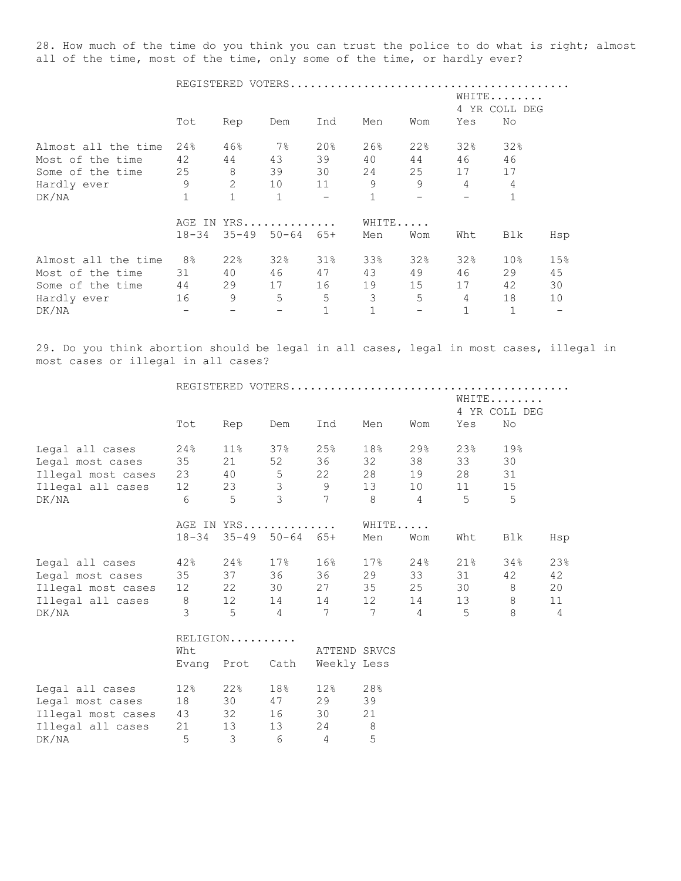28. How much of the time do you think you can trust the police to do what is right; almost all of the time, most of the time, only some of the time, or hardly ever?

| | REGISTERED VOTERS | | | | | | WHITE 4 YR COLL DEG | |
|---|---|---|---|---|---|---|---|---|
| | Tot | Rep | Dem | Ind | Men | Wom | Yes | No |
| Almost all the time | 24% | 46% | 7% | 20% | 26% | 22% | 32% | 32% |
| Most of the time | 42 | 44 | 43 | 39 | 40 | 44 | 46 | 46 |
| Some of the time | 25 | 8 | 39 | 30 | 24 | 25 | 17 | 17 |
| Hardly ever | 9 | 2 | 10 | 11 | 9 | 9 | 4 | 4 |
| DK/NA | 1 | 1 | 1 | - | 1 | - | - | 1 |

| | AGE IN YRS | | | | WHITE | | | | |
|---|---|---|---|---|---|---|---|---|---|
| | 18-34 | 35-49 | 50-64 | 65+ | Men | Wom | Wht | Blk | Hsp |
| Almost all the time | 8% | 22% | 32% | 31% | 33% | 32% | 32% | 10% | 15% |
| Most of the time | 31 | 40 | 46 | 47 | 43 | 49 | 46 | 29 | 45 |
| Some of the time | 44 | 29 | 17 | 16 | 19 | 15 | 17 | 42 | 30 |
| Hardly ever | 16 | 9 | 5 | 5 | 3 | 5 | 4 | 18 | 10 |
| DK/NA | - | - | - | 1 | 1 | - | 1 | 1 | - |

29. Do you think abortion should be legal in all cases, legal in most cases, illegal in most cases or illegal in all cases?

| | REGISTERED VOTERS | | | | | | WHITE 4 YR COLL DEG | |
|---|---|---|---|---|---|---|---|---|
| | Tot | Rep | Dem | Ind | Men | Wom | Yes | No |
| Legal all cases | 24% | 11% | 37% | 25% | 18% | 29% | 23% | 19% |
| Legal most cases | 35 | 21 | 52 | 36 | 32 | 38 | 33 | 30 |
| Illegal most cases | 23 | 40 | 5 | 22 | 28 | 19 | 28 | 31 |
| Illegal all cases | 12 | 23 | 3 | 9 | 13 | 10 | 11 | 15 |
| DK/NA | 6 | 5 | 3 | 7 | 8 | 4 | 5 | 5 |

| | AGE IN YRS | | | | WHITE | | | | |
|---|---|---|---|---|---|---|---|---|---|
| | 18-34 | 35-49 | 50-64 | 65+ | Men | Wom | Wht | Blk | Hsp |
| Legal all cases | 42% | 24% | 17% | 16% | 17% | 24% | 21% | 34% | 23% |
| Legal most cases | 35 | 37 | 36 | 36 | 29 | 33 | 31 | 42 | 42 |
| Illegal most cases | 12 | 22 | 30 | 27 | 35 | 25 | 30 | 8 | 20 |
| Illegal all cases | 8 | 12 | 14 | 14 | 12 | 14 | 13 | 8 | 11 |
| DK/NA | 3 | 5 | 4 | 7 | 7 | 4 | 5 | 8 | 4 |

| | RELIGION | | | ATTEND SRVCS | |
|---|---|---|---|---|---|
| | Wht Evang | Prot | Cath | Weekly | Less |
| Legal all cases | 12% | 22% | 18% | 12% | 28% |
| Legal most cases | 18 | 30 | 47 | 29 | 39 |
| Illegal most cases | 43 | 32 | 16 | 30 | 21 |
| Illegal all cases | 21 | 13 | 13 | 24 | 8 |
| DK/NA | 5 | 3 | 6 | 4 | 5 |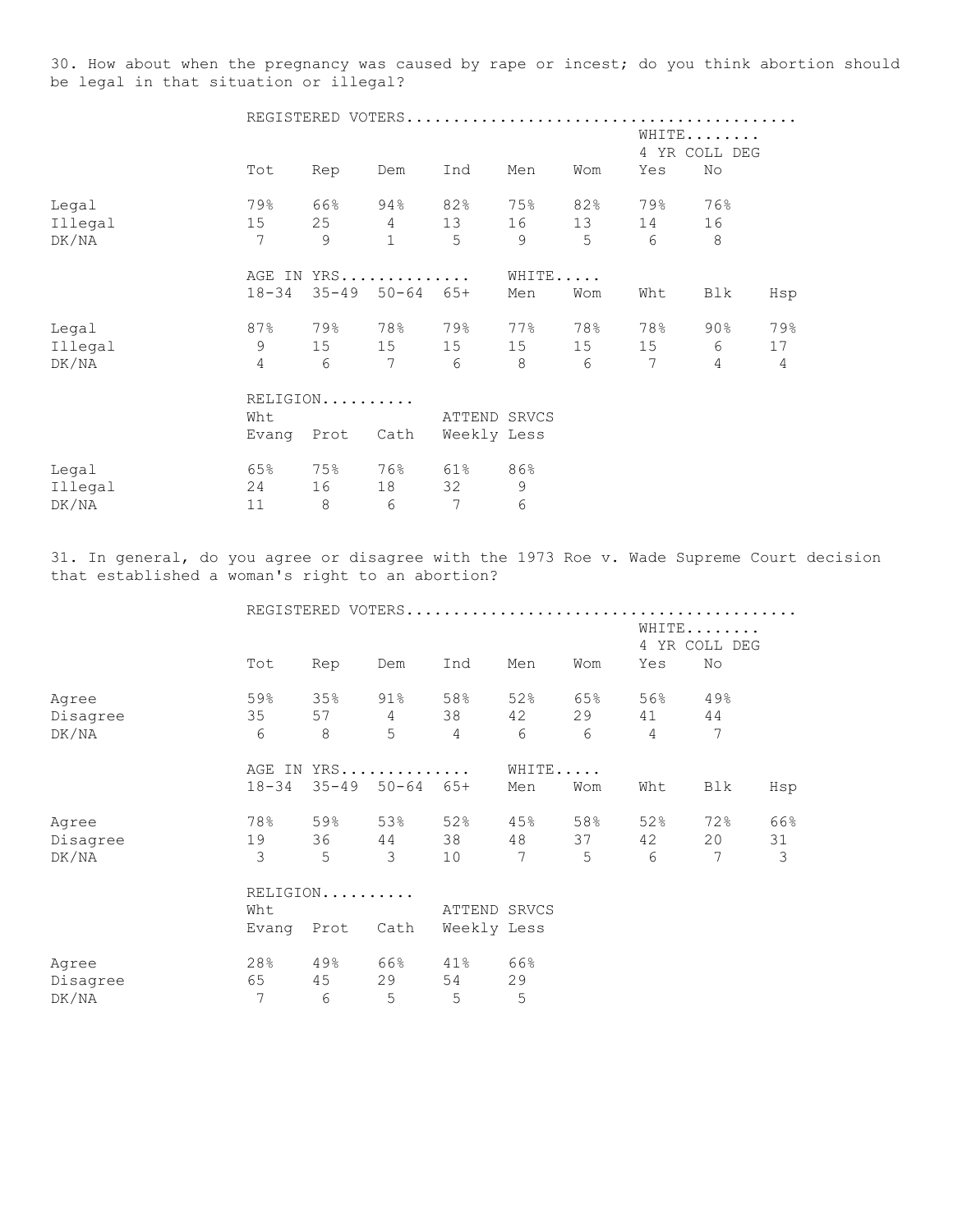30. How about when the pregnancy was caused by rape or incest; do you think abortion should be legal in that situation or illegal?

| | REGISTERED VOTERS | | | | | | | |
|---|---|---|---|---|---|---|---|---|
| | | | | | | | WHITE 4 YR COLL DEG | |
| | Tot | Rep | Dem | Ind | Men | Wom | Yes | No |
| Legal | 79% | 66% | 94% | 82% | 75% | 82% | 79% | 76% |
| Illegal | 15 | 25 | 4 | 13 | 16 | 13 | 14 | 16 |
| DK/NA | 7 | 9 | 1 | 5 | 9 | 5 | 6 | 8 |

| | AGE IN YRS | | | | WHITE | | | | |
|---|---|---|---|---|---|---|---|---|---|
| | 18-34 | 35-49 | 50-64 | 65+ | Men | Wom | Wht | Blk | Hsp |
| Legal | 87% | 79% | 78% | 79% | 77% | 78% | 78% | 90% | 79% |
| Illegal | 9 | 15 | 15 | 15 | 15 | 15 | 15 | 6 | 17 |
| DK/NA | 4 | 6 | 7 | 6 | 8 | 6 | 7 | 4 | 4 |

| | RELIGION | | | ATTEND SRVCS | |
|---|---|---|---|---|---|
| | Wht Evang | Prot | Cath | Weekly | Less |
| Legal | 65% | 75% | 76% | 61% | 86% |
| Illegal | 24 | 16 | 18 | 32 | 9 |
| DK/NA | 11 | 8 | 6 | 7 | 6 |

31. In general, do you agree or disagree with the 1973 Roe v. Wade Supreme Court decision that established a woman's right to an abortion?

| | REGISTERED VOTERS | | | | | | | |
|---|---|---|---|---|---|---|---|---|
| | | | | | | | WHITE 4 YR COLL DEG | |
| | Tot | Rep | Dem | Ind | Men | Wom | Yes | No |
| Agree | 59% | 35% | 91% | 58% | 52% | 65% | 56% | 49% |
| Disagree | 35 | 57 | 4 | 38 | 42 | 29 | 41 | 44 |
| DK/NA | 6 | 8 | 5 | 4 | 6 | 6 | 4 | 7 |

| | AGE IN YRS | | | | WHITE | | | | |
|---|---|---|---|---|---|---|---|---|---|
| | 18-34 | 35-49 | 50-64 | 65+ | Men | Wom | Wht | Blk | Hsp |
| Agree | 78% | 59% | 53% | 52% | 45% | 58% | 52% | 72% | 66% |
| Disagree | 19 | 36 | 44 | 38 | 48 | 37 | 42 | 20 | 31 |
| DK/NA | 3 | 5 | 3 | 10 | 7 | 5 | 6 | 7 | 3 |

| | RELIGION | | | ATTEND SRVCS | |
|---|---|---|---|---|---|
| | Wht Evang | Prot | Cath | Weekly | Less |
| Agree | 28% | 49% | 66% | 41% | 66% |
| Disagree | 65 | 45 | 29 | 54 | 29 |
| DK/NA | 7 | 6 | 5 | 5 | 5 |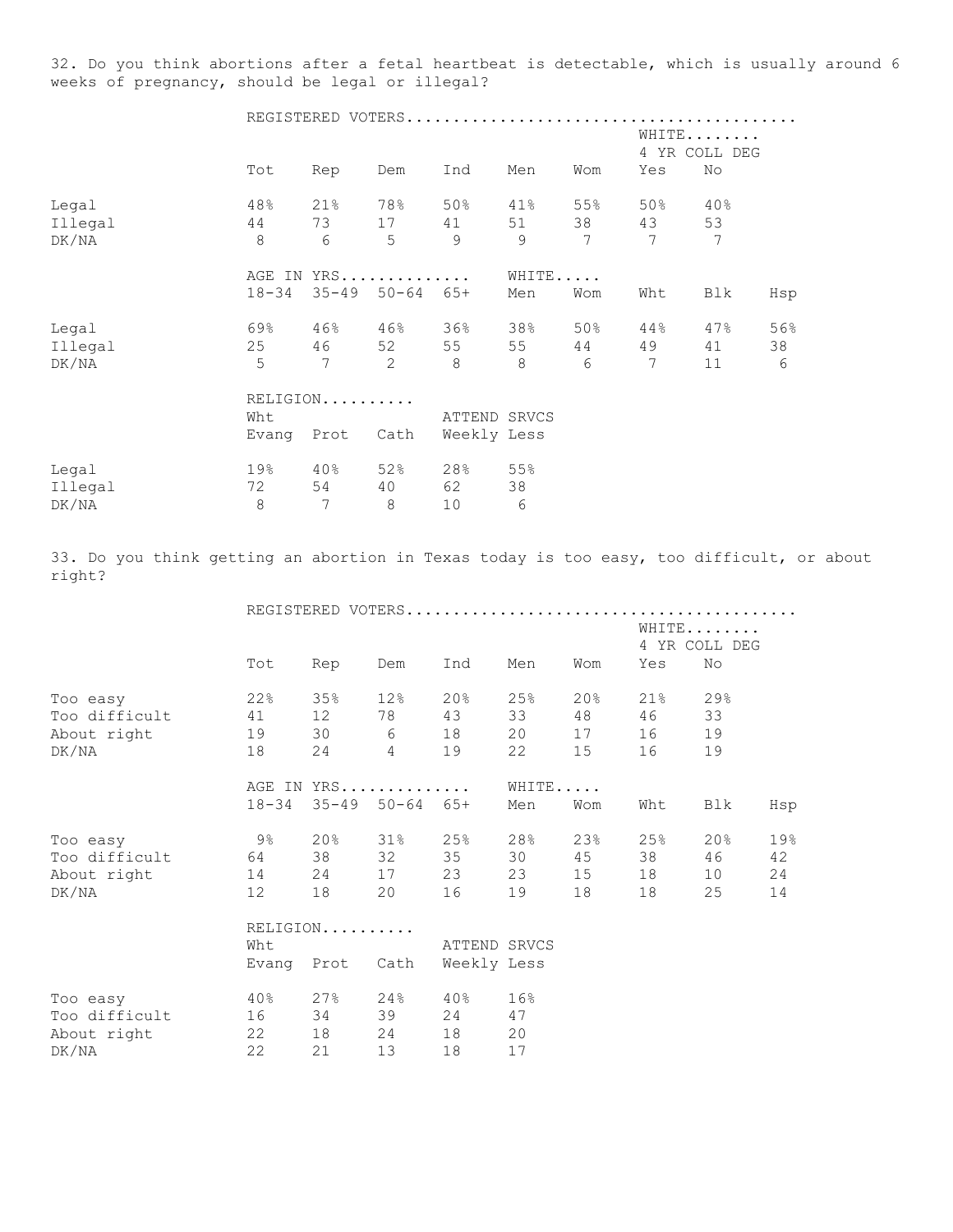32. Do you think abortions after a fetal heartbeat is detectable, which is usually around 6 weeks of pregnancy, should be legal or illegal?

| | REGISTERED VOTERS | | | | | | WHITE 4 YR COLL DEG | |
|---|---|---|---|---|---|---|---|---|
| | Tot | Rep | Dem | Ind | Men | Wom | Yes | No |
| Legal | 48% | 21% | 78% | 50% | 41% | 55% | 50% | 40% |
| Illegal | 44 | 73 | 17 | 41 | 51 | 38 | 43 | 53 |
| DK/NA | 8 | 6 | 5 | 9 | 9 | 7 | 7 | 7 |

| | AGE IN YRS | | | | WHITE | | | | |
|---|---|---|---|---|---|---|---|---|---|
| | 18-34 | 35-49 | 50-64 | 65+ | Men | Wom | Wht | Blk | Hsp |
| Legal | 69% | 46% | 46% | 36% | 38% | 50% | 44% | 47% | 56% |
| Illegal | 25 | 46 | 52 | 55 | 55 | 44 | 49 | 41 | 38 |
| DK/NA | 5 | 7 | 2 | 8 | 8 | 6 | 7 | 11 | 6 |

| | RELIGION | | | ATTEND SRVCS | |
|---|---|---|---|---|---|
| | Wht Evang | Prot | Cath | Weekly | Less |
| Legal | 19% | 40% | 52% | 28% | 55% |
| Illegal | 72 | 54 | 40 | 62 | 38 |
| DK/NA | 8 | 7 | 8 | 10 | 6 |

33. Do you think getting an abortion in Texas today is too easy, too difficult, or about right?

| | REGISTERED VOTERS | | | | | | WHITE 4 YR COLL DEG | |
|---|---|---|---|---|---|---|---|---|
| | Tot | Rep | Dem | Ind | Men | Wom | Yes | No |
| Too easy | 22% | 35% | 12% | 20% | 25% | 20% | 21% | 29% |
| Too difficult | 41 | 12 | 78 | 43 | 33 | 48 | 46 | 33 |
| About right | 19 | 30 | 6 | 18 | 20 | 17 | 16 | 19 |
| DK/NA | 18 | 24 | 4 | 19 | 22 | 15 | 16 | 19 |

| | AGE IN YRS | | | | WHITE | | | | |
|---|---|---|---|---|---|---|---|---|---|
| | 18-34 | 35-49 | 50-64 | 65+ | Men | Wom | Wht | Blk | Hsp |
| Too easy | 9% | 20% | 31% | 25% | 28% | 23% | 25% | 20% | 19% |
| Too difficult | 64 | 38 | 32 | 35 | 30 | 45 | 38 | 46 | 42 |
| About right | 14 | 24 | 17 | 23 | 23 | 15 | 18 | 10 | 24 |
| DK/NA | 12 | 18 | 20 | 16 | 19 | 18 | 18 | 25 | 14 |

| | RELIGION | | | ATTEND SRVCS | |
|---|---|---|---|---|---|
| | Wht Evang | Prot | Cath | Weekly | Less |
| Too easy | 40% | 27% | 24% | 40% | 16% |
| Too difficult | 16 | 34 | 39 | 24 | 47 |
| About right | 22 | 18 | 24 | 18 | 20 |
| DK/NA | 22 | 21 | 13 | 18 | 17 |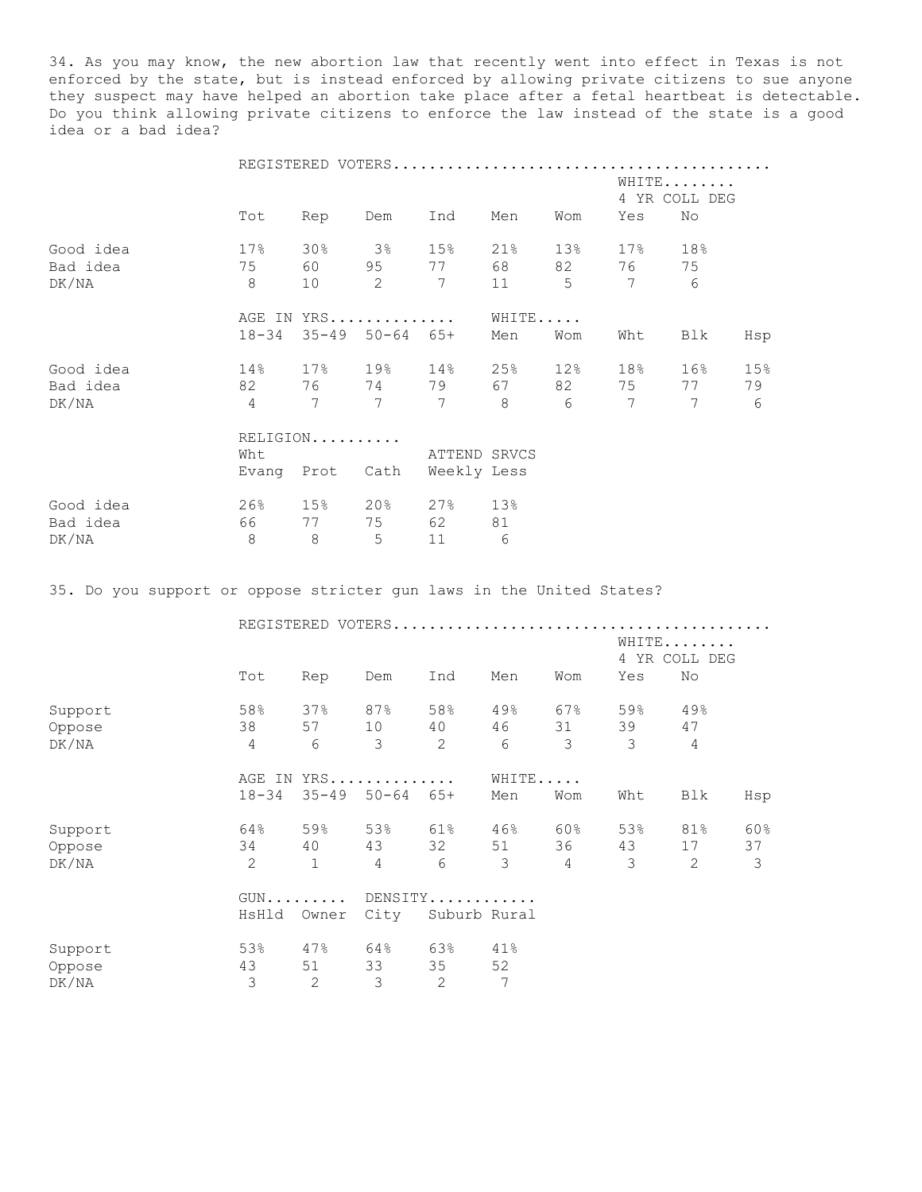34. As you may know, the new abortion law that recently went into effect in Texas is not enforced by the state, but is instead enforced by allowing private citizens to sue anyone they suspect may have helped an abortion take place after a fetal heartbeat is detectable. Do you think allowing private citizens to enforce the law instead of the state is a good idea or a bad idea?

| | REGISTERED VOTERS | | | | | | WHITE 4 YR COLL DEG | |
|---|---|---|---|---|---|---|---|---|
| | Tot | Rep | Dem | Ind | Men | Wom | Yes | No |
| Good idea | 17% | 30% | 3% | 15% | 21% | 13% | 17% | 18% |
| Bad idea | 75 | 60 | 95 | 77 | 68 | 82 | 76 | 75 |
| DK/NA | 8 | 10 | 2 | 7 | 11 | 5 | 7 | 6 |

| | AGE IN YRS | | | | WHITE | | | | |
|---|---|---|---|---|---|---|---|---|---|
| | 18-34 | 35-49 | 50-64 | 65+ | Men | Wom | Wht | Blk | Hsp |
| Good idea | 14% | 17% | 19% | 14% | 25% | 12% | 18% | 16% | 15% |
| Bad idea | 82 | 76 | 74 | 79 | 67 | 82 | 75 | 77 | 79 |
| DK/NA | 4 | 7 | 7 | 7 | 8 | 6 | 7 | 7 | 6 |

| | RELIGION | | | ATTEND SRVCS | |
|---|---|---|---|---|---|
| | Wht Evang | Prot | Cath | Weekly | Less |
| Good idea | 26% | 15% | 20% | 27% | 13% |
| Bad idea | 66 | 77 | 75 | 62 | 81 |
| DK/NA | 8 | 8 | 5 | 11 | 6 |

35. Do you support or oppose stricter gun laws in the United States?

| | REGISTERED VOTERS | | | | | | WHITE 4 YR COLL DEG | |
|---|---|---|---|---|---|---|---|---|
| | Tot | Rep | Dem | Ind | Men | Wom | Yes | No |
| Support | 58% | 37% | 87% | 58% | 49% | 67% | 59% | 49% |
| Oppose | 38 | 57 | 10 | 40 | 46 | 31 | 39 | 47 |
| DK/NA | 4 | 6 | 3 | 2 | 6 | 3 | 3 | 4 |

| | AGE IN YRS | | | | WHITE | | | | |
|---|---|---|---|---|---|---|---|---|---|
| | 18-34 | 35-49 | 50-64 | 65+ | Men | Wom | Wht | Blk | Hsp |
| Support | 64% | 59% | 53% | 61% | 46% | 60% | 53% | 81% | 60% |
| Oppose | 34 | 40 | 43 | 32 | 51 | 36 | 43 | 17 | 37 |
| DK/NA | 2 | 1 | 4 | 6 | 3 | 4 | 3 | 2 | 3 |

| | GUN | | DENSITY | | |
|---|---|---|---|---|---|
| | HsHld | Owner | City | Suburb | Rural |
| Support | 53% | 47% | 64% | 63% | 41% |
| Oppose | 43 | 51 | 33 | 35 | 52 |
| DK/NA | 3 | 2 | 3 | 2 | 7 |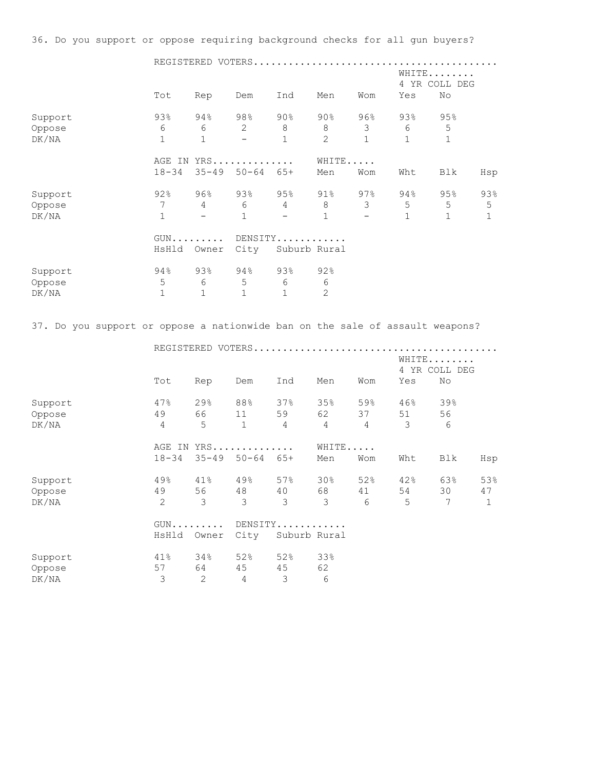36. Do you support or oppose requiring background checks for all gun buyers?

| | REGISTERED VOTERS | | | | | | WHITE 4 YR COLL DEG | |
|---|---|---|---|---|---|---|---|---|
| | Tot | Rep | Dem | Ind | Men | Wom | Yes | No |
| Support | 93% | 94% | 98% | 90% | 90% | 96% | 93% | 95% |
| Oppose | 6 | 6 | 2 | 8 | 8 | 3 | 6 | 5 |
| DK/NA | 1 | 1 | - | 1 | 2 | 1 | 1 | 1 |

| | AGE IN YRS | | | | WHITE | | | | |
|---|---|---|---|---|---|---|---|---|---|
| | 18-34 | 35-49 | 50-64 | 65+ | Men | Wom | Wht | Blk | Hsp |
| Support | 92% | 96% | 93% | 95% | 91% | 97% | 94% | 95% | 93% |
| Oppose | 7 | 4 | 6 | 4 | 8 | 3 | 5 | 5 | 5 |
| DK/NA | 1 | - | 1 | - | 1 | - | 1 | 1 | 1 |

| | GUN | | DENSITY | | |
|---|---|---|---|---|---|
| | HsHld | Owner | City | Suburb | Rural |
| Support | 94% | 93% | 94% | 93% | 92% |
| Oppose | 5 | 6 | 5 | 6 | 6 |
| DK/NA | 1 | 1 | 1 | 1 | 2 |

37. Do you support or oppose a nationwide ban on the sale of assault weapons?

| | REGISTERED VOTERS | | | | | | WHITE 4 YR COLL DEG | |
|---|---|---|---|---|---|---|---|---|
| | Tot | Rep | Dem | Ind | Men | Wom | Yes | No |
| Support | 47% | 29% | 88% | 37% | 35% | 59% | 46% | 39% |
| Oppose | 49 | 66 | 11 | 59 | 62 | 37 | 51 | 56 |
| DK/NA | 4 | 5 | 1 | 4 | 4 | 4 | 3 | 6 |

| | AGE IN YRS | | | | WHITE | | | | |
|---|---|---|---|---|---|---|---|---|---|
| | 18-34 | 35-49 | 50-64 | 65+ | Men | Wom | Wht | Blk | Hsp |
| Support | 49% | 41% | 49% | 57% | 30% | 52% | 42% | 63% | 53% |
| Oppose | 49 | 56 | 48 | 40 | 68 | 41 | 54 | 30 | 47 |
| DK/NA | 2 | 3 | 3 | 3 | 3 | 6 | 5 | 7 | 1 |

| | GUN | | DENSITY | | |
|---|---|---|---|---|---|
| | HsHld | Owner | City | Suburb | Rural |
| Support | 41% | 34% | 52% | 52% | 33% |
| Oppose | 57 | 64 | 45 | 45 | 62 |
| DK/NA | 3 | 2 | 4 | 3 | 6 |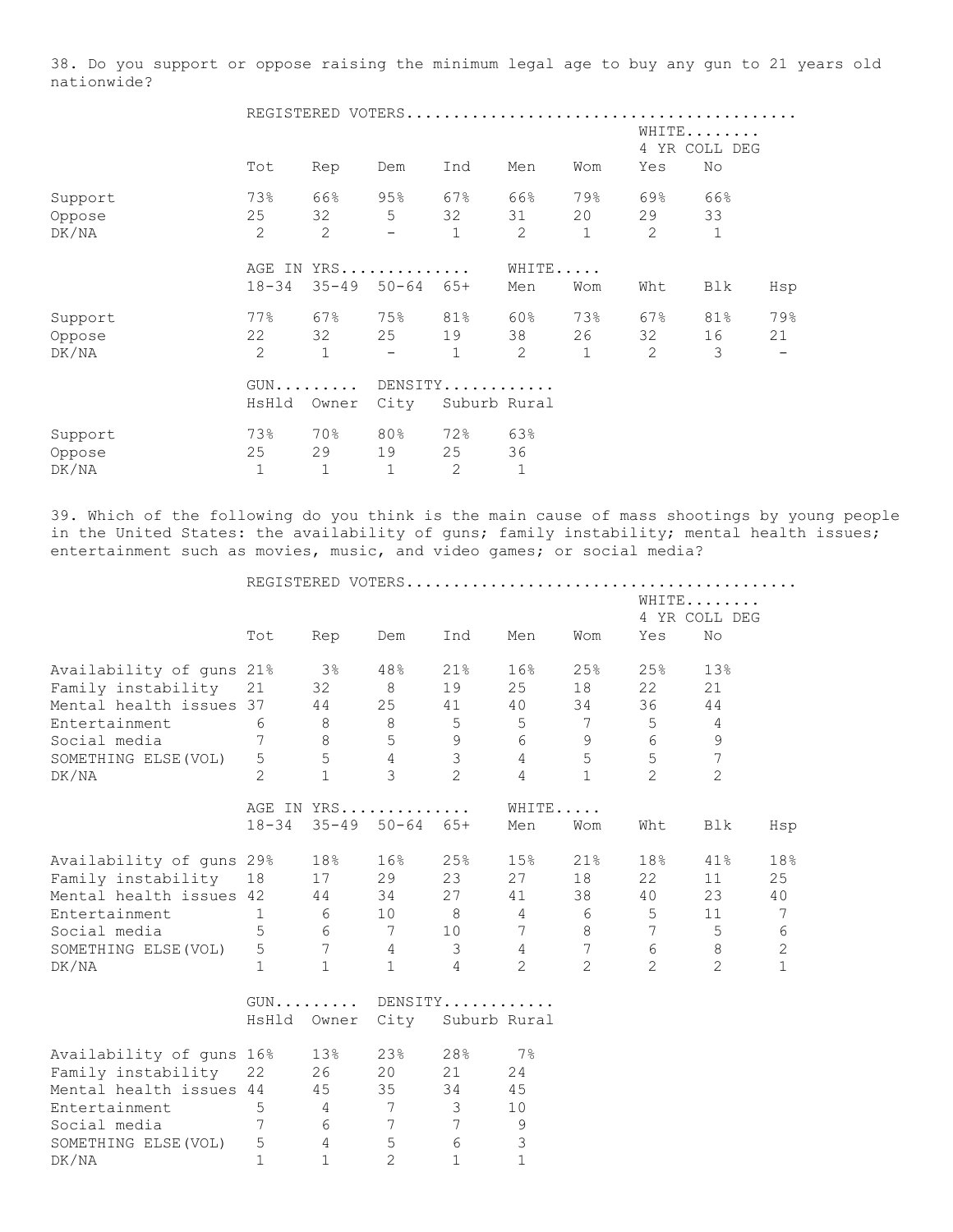38. Do you support or oppose raising the minimum legal age to buy any gun to 21 years old nationwide?

| | REGISTERED VOTERS | | | | | | | |
|---|---|---|---|---|---|---|---|---|
| | | | | | | | WHITE 4 YR COLL DEG | |
| | Tot | Rep | Dem | Ind | Men | Wom | Yes | No |
| Support | 73% | 66% | 95% | 67% | 66% | 79% | 69% | 66% |
| Oppose | 25 | 32 | 5 | 32 | 31 | 20 | 29 | 33 |
| DK/NA | 2 | 2 | - | 1 | 2 | 1 | 2 | 1 |

| | AGE IN YRS | | | | WHITE | | | | |
|---|---|---|---|---|---|---|---|---|---|
| | 18-34 | 35-49 | 50-64 | 65+ | Men | Wom | Wht | Blk | Hsp |
| Support | 77% | 67% | 75% | 81% | 60% | 73% | 67% | 81% | 79% |
| Oppose | 22 | 32 | 25 | 19 | 38 | 26 | 32 | 16 | 21 |
| DK/NA | 2 | 1 | - | 1 | 2 | 1 | 2 | 3 | - |

| | GUN | | DENSITY | | |
|---|---|---|---|---|---|
| | HsHld | Owner | City | Suburb | Rural |
| Support | 73% | 70% | 80% | 72% | 63% |
| Oppose | 25 | 29 | 19 | 25 | 36 |
| DK/NA | 1 | 1 | 1 | 2 | 1 |

39. Which of the following do you think is the main cause of mass shootings by young people in the United States: the availability of guns; family instability; mental health issues; entertainment such as movies, music, and video games; or social media?

| | REGISTERED VOTERS | | | | | | | |
|---|---|---|---|---|---|---|---|---|
| | | | | | | | WHITE 4 YR COLL DEG | |
| | Tot | Rep | Dem | Ind | Men | Wom | Yes | No |
| Availability of guns | 21% | 3% | 48% | 21% | 16% | 25% | 25% | 13% |
| Family instability | 21 | 32 | 8 | 19 | 25 | 18 | 22 | 21 |
| Mental health issues | 37 | 44 | 25 | 41 | 40 | 34 | 36 | 44 |
| Entertainment | 6 | 8 | 8 | 5 | 5 | 7 | 5 | 4 |
| Social media | 7 | 8 | 5 | 9 | 6 | 9 | 6 | 9 |
| SOMETHING ELSE(VOL) | 5 | 5 | 4 | 3 | 4 | 5 | 5 | 7 |
| DK/NA | 2 | 1 | 3 | 2 | 4 | 1 | 2 | 2 |

| | AGE IN YRS | | | | WHITE | | | | |
|---|---|---|---|---|---|---|---|---|---|
| | 18-34 | 35-49 | 50-64 | 65+ | Men | Wom | Wht | Blk | Hsp |
| Availability of guns | 29% | 18% | 16% | 25% | 15% | 21% | 18% | 41% | 18% |
| Family instability | 18 | 17 | 29 | 23 | 27 | 18 | 22 | 11 | 25 |
| Mental health issues | 42 | 44 | 34 | 27 | 41 | 38 | 40 | 23 | 40 |
| Entertainment | 1 | 6 | 10 | 8 | 4 | 6 | 5 | 11 | 7 |
| Social media | 5 | 6 | 7 | 10 | 7 | 8 | 7 | 5 | 6 |
| SOMETHING ELSE(VOL) | 5 | 7 | 4 | 3 | 4 | 7 | 6 | 8 | 2 |
| DK/NA | 1 | 1 | 1 | 4 | 2 | 2 | 2 | 2 | 1 |

| | GUN | | DENSITY | | |
|---|---|---|---|---|---|
| | HsHld | Owner | City | Suburb | Rural |
| Availability of guns | 16% | 13% | 23% | 28% | 7% |
| Family instability | 22 | 26 | 20 | 21 | 24 |
| Mental health issues | 44 | 45 | 35 | 34 | 45 |
| Entertainment | 5 | 4 | 7 | 3 | 10 |
| Social media | 7 | 6 | 7 | 7 | 9 |
| SOMETHING ELSE(VOL) | 5 | 4 | 5 | 6 | 3 |
| DK/NA | 1 | 1 | 2 | 1 | 1 |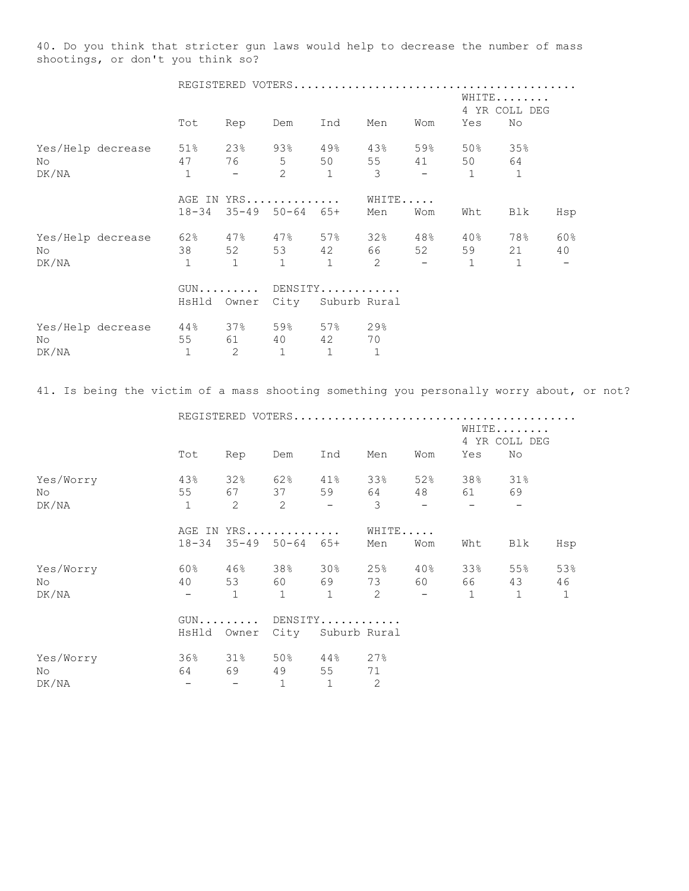40. Do you think that stricter gun laws would help to decrease the number of mass shootings, or don't you think so?

| | REGISTERED VOTERS | | | | | | | |
|---|---|---|---|---|---|---|---|---|
| | | | | | | | WHITE 4 YR COLL DEG | |
| | Tot | Rep | Dem | Ind | Men | Wom | Yes | No |
| Yes/Help decrease | 51% | 23% | 93% | 49% | 43% | 59% | 50% | 35% |
| No | 47 | 76 | 5 | 50 | 55 | 41 | 50 | 64 |
| DK/NA | 1 | - | 2 | 1 | 3 | - | 1 | 1 |

| | AGE IN YRS | | | | WHITE | | | | |
|---|---|---|---|---|---|---|---|---|---|
| | 18-34 | 35-49 | 50-64 | 65+ | Men | Wom | Wht | Blk | Hsp |
| Yes/Help decrease | 62% | 47% | 47% | 57% | 32% | 48% | 40% | 78% | 60% |
| No | 38 | 52 | 53 | 42 | 66 | 52 | 59 | 21 | 40 |
| DK/NA | 1 | 1 | 1 | 1 | 2 | - | 1 | 1 | - |

| | GUN | | DENSITY | | |
|---|---|---|---|---|---|
| | HsHld | Owner | City | Suburb | Rural |
| Yes/Help decrease | 44% | 37% | 59% | 57% | 29% |
| No | 55 | 61 | 40 | 42 | 70 |
| DK/NA | 1 | 2 | 1 | 1 | 1 |

41. Is being the victim of a mass shooting something you personally worry about, or not?

| | REGISTERED VOTERS | | | | | | | |
|---|---|---|---|---|---|---|---|---|
| | | | | | | | WHITE 4 YR COLL DEG | |
| | Tot | Rep | Dem | Ind | Men | Wom | Yes | No |
| Yes/Worry | 43% | 32% | 62% | 41% | 33% | 52% | 38% | 31% |
| No | 55 | 67 | 37 | 59 | 64 | 48 | 61 | 69 |
| DK/NA | 1 | 2 | 2 | - | 3 | - | - | - |

| | AGE IN YRS | | | | WHITE | | | | |
|---|---|---|---|---|---|---|---|---|---|
| | 18-34 | 35-49 | 50-64 | 65+ | Men | Wom | Wht | Blk | Hsp |
| Yes/Worry | 60% | 46% | 38% | 30% | 25% | 40% | 33% | 55% | 53% |
| No | 40 | 53 | 60 | 69 | 73 | 60 | 66 | 43 | 46 |
| DK/NA | - | 1 | 1 | 1 | 2 | - | 1 | 1 | 1 |

| | GUN | | DENSITY | | |
|---|---|---|---|---|---|
| | HsHld | Owner | City | Suburb | Rural |
| Yes/Worry | 36% | 31% | 50% | 44% | 27% |
| No | 64 | 69 | 49 | 55 | 71 |
| DK/NA | - | - | 1 | 1 | 2 |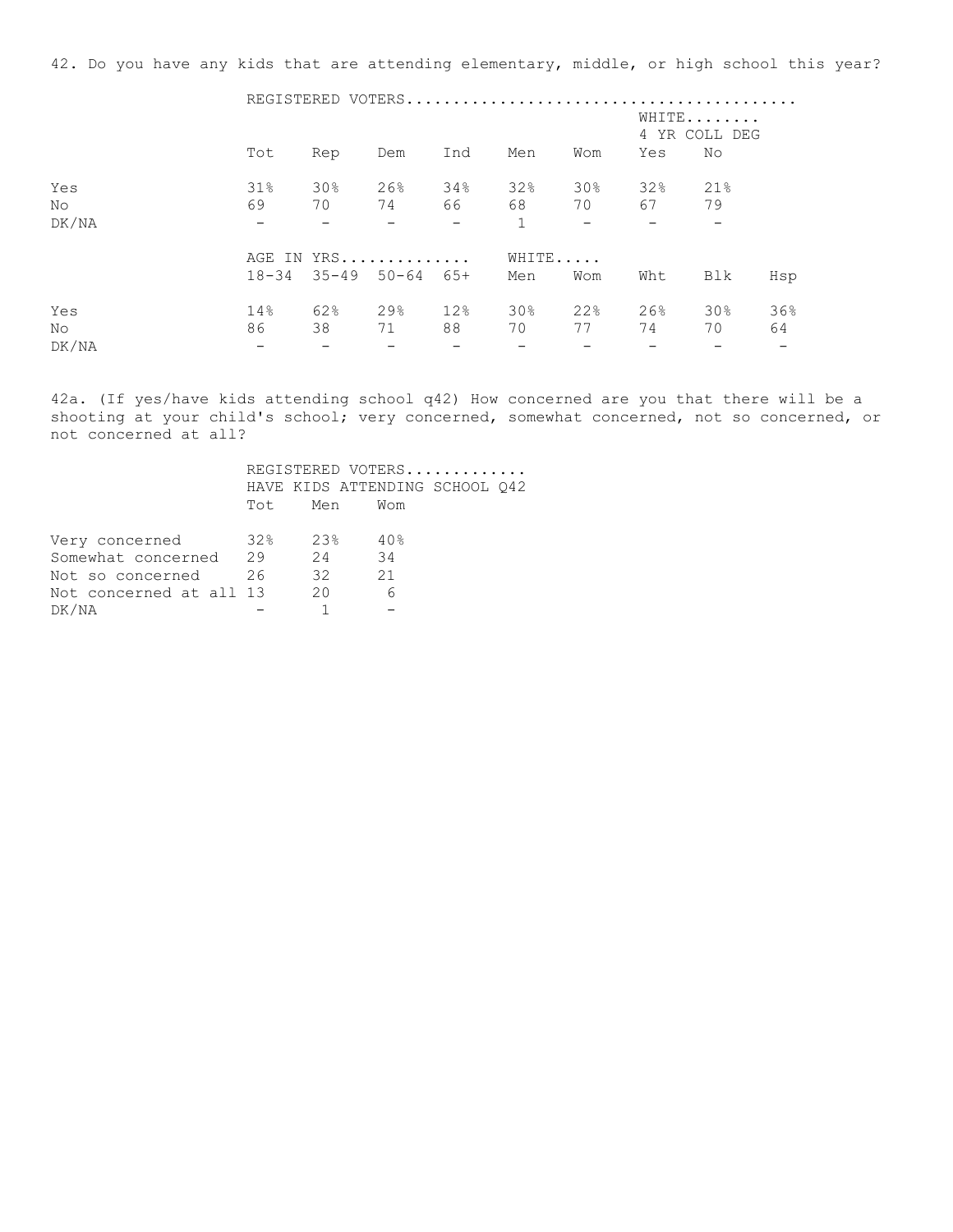42. Do you have any kids that are attending elementary, middle, or high school this year?

| | REGISTERED VOTERS | | | | | | WHITE 4 YR COLL DEG | |
|---|---|---|---|---|---|---|---|---|
| | Tot | Rep | Dem | Ind | Men | Wom | Yes | No |
| Yes | 31% | 30% | 26% | 34% | 32% | 30% | 32% | 21% |
| No | 69 | 70 | 74 | 66 | 68 | 70 | 67 | 79 |
| DK/NA | - | - | - | - | 1 | - | - | - |

| | AGE IN YRS | | | | WHITE | | | | |
|---|---|---|---|---|---|---|---|---|---|
| | 18-34 | 35-49 | 50-64 | 65+ | Men | Wom | Wht | Blk | Hsp |
| Yes | 14% | 62% | 29% | 12% | 30% | 22% | 26% | 30% | 36% |
| No | 86 | 38 | 71 | 88 | 70 | 77 | 74 | 70 | 64 |
| DK/NA | - | - | - | - | - | - | - | - | - |

42a. (If yes/have kids attending school q42) How concerned are you that there will be a shooting at your child's school; very concerned, somewhat concerned, not so concerned, or not concerned at all?

| | REGISTERED VOTERS HAVE KIDS ATTENDING SCHOOL Q42 | | |
|---|---|---|---|
| | Tot | Men | Wom |
| Very concerned | 32% | 23% | 40% |
| Somewhat concerned | 29 | 24 | 34 |
| Not so concerned | 26 | 32 | 21 |
| Not concerned at all | 13 | 20 | 6 |
| DK/NA | - | 1 | - |